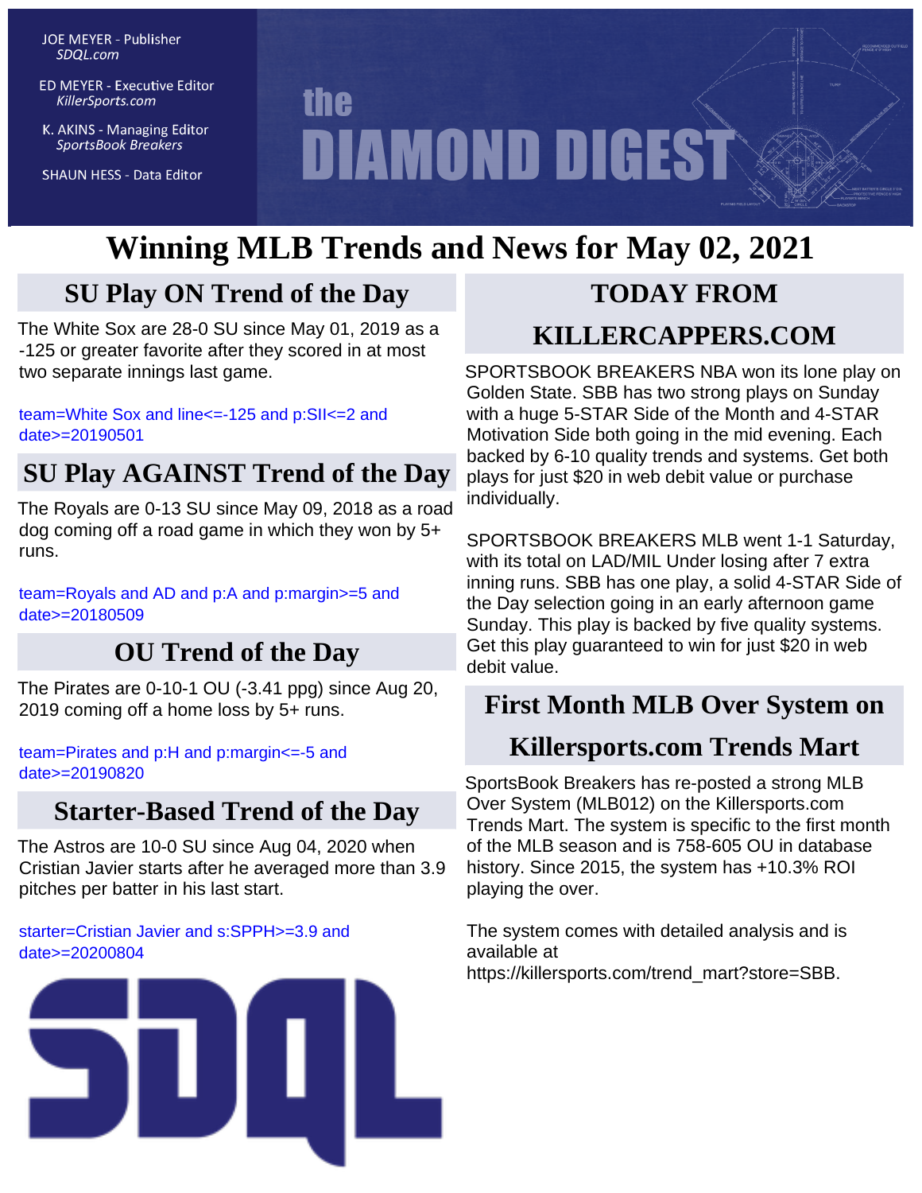JOE MEYER - Publisher
*SDQL.com*

ED MEYER - Executive Editor
*KillerSports.com*

K. AKINS - Managing Editor
*SportsBook Breakers*

SHAUN HESS - Data Editor

the
DIAMOND DIGEST

# Winning MLB Trends and News for May 02, 2021

## SU Play ON Trend of the Day

The White Sox are 28-0 SU since May 01, 2019 as a -125 or greater favorite after they scored in at most two separate innings last game.

team=White Sox and line<=-125 and p:SII<=2 and date>=20190501

## SU Play AGAINST Trend of the Day

The Royals are 0-13 SU since May 09, 2018 as a road dog coming off a road game in which they won by 5+ runs.

team=Royals and AD and p:A and p:margin>=5 and date>=20180509

## OU Trend of the Day

The Pirates are 0-10-1 OU (-3.41 ppg) since Aug 20, 2019 coming off a home loss by 5+ runs.

team=Pirates and p:H and p:margin<=-5 and date>=20190820

## Starter-Based Trend of the Day

The Astros are 10-0 SU since Aug 04, 2020 when Cristian Javier starts after he averaged more than 3.9 pitches per batter in his last start.

starter=Cristian Javier and s:SPPH>=3.9 and date>=20200804

SDQL

## TODAY FROM KILLERCAPPERS.COM

SPORTSBOOK BREAKERS NBA won its lone play on Golden State. SBB has two strong plays on Sunday with a huge 5-STAR Side of the Month and 4-STAR Motivation Side both going in the mid evening. Each backed by 6-10 quality trends and systems. Get both plays for just $20 in web debit value or purchase individually.

SPORTSBOOK BREAKERS MLB went 1-1 Saturday, with its total on LAD/MIL Under losing after 7 extra inning runs. SBB has one play, a solid 4-STAR Side of the Day selection going in an early afternoon game Sunday. This play is backed by five quality systems. Get this play guaranteed to win for just $20 in web debit value.

## First Month MLB Over System on Killersports.com Trends Mart

SportsBook Breakers has re-posted a strong MLB Over System (MLB012) on the Killersports.com Trends Mart. The system is specific to the first month of the MLB season and is 758-605 OU in database history. Since 2015, the system has +10.3% ROI playing the over.

The system comes with detailed analysis and is available at https://killersports.com/trend_mart?store=SBB.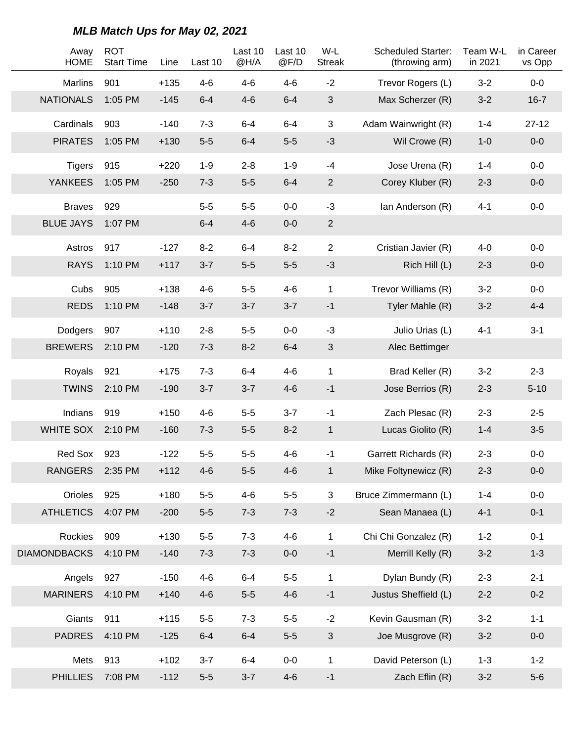## *MLB Match Ups for May 02, 2021*

| Away HOME | ROT Start Time | Line | Last 10 | Last 10 @H/A | Last 10 @F/D | W-L Streak | Scheduled Starter: (throwing arm) | Team W-L in 2021 | in Career vs Opp |
|---|---|---|---|---|---|---|---|---|---|
| Marlins | 901 | +135 | 4-6 | 4-6 | 4-6 | -2 | Trevor Rogers (L) | 3-2 | 0-0 |
| NATIONALS | 1:05 PM | -145 | 6-4 | 4-6 | 6-4 | 3 | Max Scherzer (R) | 3-2 | 16-7 |
| Cardinals | 903 | -140 | 7-3 | 6-4 | 6-4 | 3 | Adam Wainwright (R) | 1-4 | 27-12 |
| PIRATES | 1:05 PM | +130 | 5-5 | 6-4 | 5-5 | -3 | Wil Crowe (R) | 1-0 | 0-0 |
| Tigers | 915 | +220 | 1-9 | 2-8 | 1-9 | -4 | Jose Urena (R) | 1-4 | 0-0 |
| YANKEES | 1:05 PM | -250 | 7-3 | 5-5 | 6-4 | 2 | Corey Kluber (R) | 2-3 | 0-0 |
| Braves | 929 | | 5-5 | 5-5 | 0-0 | -3 | Ian Anderson (R) | 4-1 | 0-0 |
| BLUE JAYS | 1:07 PM | | 6-4 | 4-6 | 0-0 | 2 | | | |
| Astros | 917 | -127 | 8-2 | 6-4 | 8-2 | 2 | Cristian Javier (R) | 4-0 | 0-0 |
| RAYS | 1:10 PM | +117 | 3-7 | 5-5 | 5-5 | -3 | Rich Hill (L) | 2-3 | 0-0 |
| Cubs | 905 | +138 | 4-6 | 5-5 | 4-6 | 1 | Trevor Williams (R) | 3-2 | 0-0 |
| REDS | 1:10 PM | -148 | 3-7 | 3-7 | 3-7 | -1 | Tyler Mahle (R) | 3-2 | 4-4 |
| Dodgers | 907 | +110 | 2-8 | 5-5 | 0-0 | -3 | Julio Urias (L) | 4-1 | 3-1 |
| BREWERS | 2:10 PM | -120 | 7-3 | 8-2 | 6-4 | 3 | Alec Bettimger | | |
| Royals | 921 | +175 | 7-3 | 6-4 | 4-6 | 1 | Brad Keller (R) | 3-2 | 2-3 |
| TWINS | 2:10 PM | -190 | 3-7 | 3-7 | 4-6 | -1 | Jose Berrios (R) | 2-3 | 5-10 |
| Indians | 919 | +150 | 4-6 | 5-5 | 3-7 | -1 | Zach Plesac (R) | 2-3 | 2-5 |
| WHITE SOX | 2:10 PM | -160 | 7-3 | 5-5 | 8-2 | 1 | Lucas Giolito (R) | 1-4 | 3-5 |
| Red Sox | 923 | -122 | 5-5 | 5-5 | 4-6 | -1 | Garrett Richards (R) | 2-3 | 0-0 |
| RANGERS | 2:35 PM | +112 | 4-6 | 5-5 | 4-6 | 1 | Mike Foltynewicz (R) | 2-3 | 0-0 |
| Orioles | 925 | +180 | 5-5 | 4-6 | 5-5 | 3 | Bruce Zimmermann (L) | 1-4 | 0-0 |
| ATHLETICS | 4:07 PM | -200 | 5-5 | 7-3 | 7-3 | -2 | Sean Manaea (L) | 4-1 | 0-1 |
| Rockies | 909 | +130 | 5-5 | 7-3 | 4-6 | 1 | Chi Chi Gonzalez (R) | 1-2 | 0-1 |
| DIAMONDBACKS | 4:10 PM | -140 | 7-3 | 7-3 | 0-0 | -1 | Merrill Kelly (R) | 3-2 | 1-3 |
| Angels | 927 | -150 | 4-6 | 6-4 | 5-5 | 1 | Dylan Bundy (R) | 2-3 | 2-1 |
| MARINERS | 4:10 PM | +140 | 4-6 | 5-5 | 4-6 | -1 | Justus Sheffield (L) | 2-2 | 0-2 |
| Giants | 911 | +115 | 5-5 | 7-3 | 5-5 | -2 | Kevin Gausman (R) | 3-2 | 1-1 |
| PADRES | 4:10 PM | -125 | 6-4 | 6-4 | 5-5 | 3 | Joe Musgrove (R) | 3-2 | 0-0 |
| Mets | 913 | +102 | 3-7 | 6-4 | 0-0 | 1 | David Peterson (L) | 1-3 | 1-2 |
| PHILLIES | 7:08 PM | -112 | 5-5 | 3-7 | 4-6 | -1 | Zach Eflin (R) | 3-2 | 5-6 |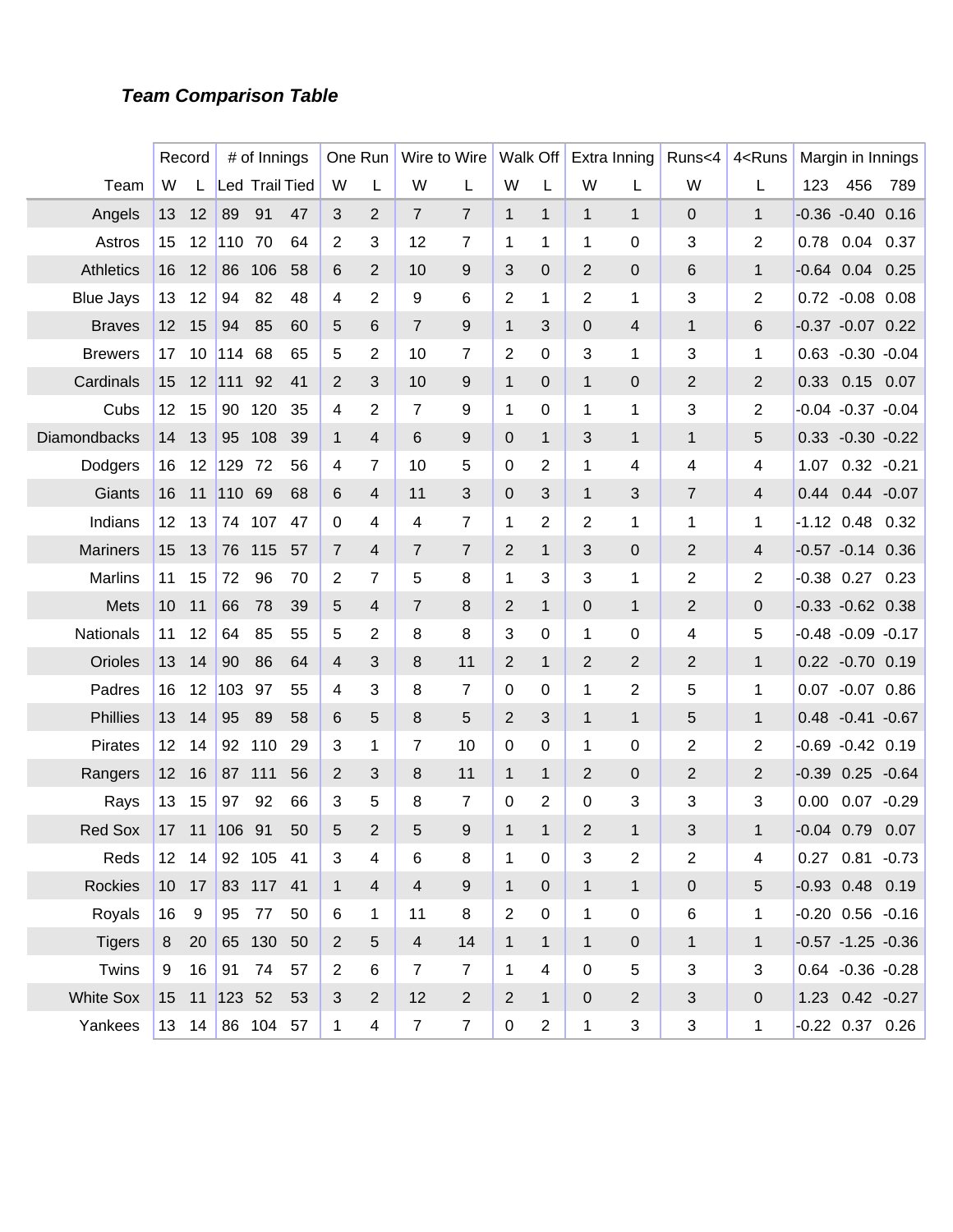***Team Comparison Table***

| | Record | | # of Innings | | | One Run | | Wire to Wire | | Walk Off | | Extra Inning | | Runs<4 | 4<Runs | Margin in Innings | | |
|---|---|---|---|---|---|---|---|---|---|---|---|---|---|---|---|---|---|---|
| Team | W | L | Led | Trail | Tied | W | L | W | L | W | L | W | L | W | L | 123 | 456 | 789 |
| Angels | 13 | 12 | 89 | 91 | 47 | 3 | 2 | 7 | 7 | 1 | 1 | 1 | 1 | 0 | 1 | -0.36 | -0.40 | 0.16 |
| Astros | 15 | 12 | 110 | 70 | 64 | 2 | 3 | 12 | 7 | 1 | 1 | 1 | 0 | 3 | 2 | 0.78 | 0.04 | 0.37 |
| Athletics | 16 | 12 | 86 | 106 | 58 | 6 | 2 | 10 | 9 | 3 | 0 | 2 | 0 | 6 | 1 | -0.64 | 0.04 | 0.25 |
| Blue Jays | 13 | 12 | 94 | 82 | 48 | 4 | 2 | 9 | 6 | 2 | 1 | 2 | 1 | 3 | 2 | 0.72 | -0.08 | 0.08 |
| Braves | 12 | 15 | 94 | 85 | 60 | 5 | 6 | 7 | 9 | 1 | 3 | 0 | 4 | 1 | 6 | -0.37 | -0.07 | 0.22 |
| Brewers | 17 | 10 | 114 | 68 | 65 | 5 | 2 | 10 | 7 | 2 | 0 | 3 | 1 | 3 | 1 | 0.63 | -0.30 | -0.04 |
| Cardinals | 15 | 12 | 111 | 92 | 41 | 2 | 3 | 10 | 9 | 1 | 0 | 1 | 0 | 2 | 2 | 0.33 | 0.15 | 0.07 |
| Cubs | 12 | 15 | 90 | 120 | 35 | 4 | 2 | 7 | 9 | 1 | 0 | 1 | 1 | 3 | 2 | -0.04 | -0.37 | -0.04 |
| Diamondbacks | 14 | 13 | 95 | 108 | 39 | 1 | 4 | 6 | 9 | 0 | 1 | 3 | 1 | 1 | 5 | 0.33 | -0.30 | -0.22 |
| Dodgers | 16 | 12 | 129 | 72 | 56 | 4 | 7 | 10 | 5 | 0 | 2 | 1 | 4 | 4 | 4 | 1.07 | 0.32 | -0.21 |
| Giants | 16 | 11 | 110 | 69 | 68 | 6 | 4 | 11 | 3 | 0 | 3 | 1 | 3 | 7 | 4 | 0.44 | 0.44 | -0.07 |
| Indians | 12 | 13 | 74 | 107 | 47 | 0 | 4 | 4 | 7 | 1 | 2 | 2 | 1 | 1 | 1 | -1.12 | 0.48 | 0.32 |
| Mariners | 15 | 13 | 76 | 115 | 57 | 7 | 4 | 7 | 7 | 2 | 1 | 3 | 0 | 2 | 4 | -0.57 | -0.14 | 0.36 |
| Marlins | 11 | 15 | 72 | 96 | 70 | 2 | 7 | 5 | 8 | 1 | 3 | 3 | 1 | 2 | 2 | -0.38 | 0.27 | 0.23 |
| Mets | 10 | 11 | 66 | 78 | 39 | 5 | 4 | 7 | 8 | 2 | 1 | 0 | 1 | 2 | 0 | -0.33 | -0.62 | 0.38 |
| Nationals | 11 | 12 | 64 | 85 | 55 | 5 | 2 | 8 | 8 | 3 | 0 | 1 | 0 | 4 | 5 | -0.48 | -0.09 | -0.17 |
| Orioles | 13 | 14 | 90 | 86 | 64 | 4 | 3 | 8 | 11 | 2 | 1 | 2 | 2 | 2 | 1 | 0.22 | -0.70 | 0.19 |
| Padres | 16 | 12 | 103 | 97 | 55 | 4 | 3 | 8 | 7 | 0 | 0 | 1 | 2 | 5 | 1 | 0.07 | -0.07 | 0.86 |
| Phillies | 13 | 14 | 95 | 89 | 58 | 6 | 5 | 8 | 5 | 2 | 3 | 1 | 1 | 5 | 1 | 0.48 | -0.41 | -0.67 |
| Pirates | 12 | 14 | 92 | 110 | 29 | 3 | 1 | 7 | 10 | 0 | 0 | 1 | 0 | 2 | 2 | -0.69 | -0.42 | 0.19 |
| Rangers | 12 | 16 | 87 | 111 | 56 | 2 | 3 | 8 | 11 | 1 | 1 | 2 | 0 | 2 | 2 | -0.39 | 0.25 | -0.64 |
| Rays | 13 | 15 | 97 | 92 | 66 | 3 | 5 | 8 | 7 | 0 | 2 | 0 | 3 | 3 | 3 | 0.00 | 0.07 | -0.29 |
| Red Sox | 17 | 11 | 106 | 91 | 50 | 5 | 2 | 5 | 9 | 1 | 1 | 2 | 1 | 3 | 1 | -0.04 | 0.79 | 0.07 |
| Reds | 12 | 14 | 92 | 105 | 41 | 3 | 4 | 6 | 8 | 1 | 0 | 3 | 2 | 2 | 4 | 0.27 | 0.81 | -0.73 |
| Rockies | 10 | 17 | 83 | 117 | 41 | 1 | 4 | 4 | 9 | 1 | 0 | 1 | 1 | 0 | 5 | -0.93 | 0.48 | 0.19 |
| Royals | 16 | 9 | 95 | 77 | 50 | 6 | 1 | 11 | 8 | 2 | 0 | 1 | 0 | 6 | 1 | -0.20 | 0.56 | -0.16 |
| Tigers | 8 | 20 | 65 | 130 | 50 | 2 | 5 | 4 | 14 | 1 | 1 | 1 | 0 | 1 | 1 | -0.57 | -1.25 | -0.36 |
| Twins | 9 | 16 | 91 | 74 | 57 | 2 | 6 | 7 | 7 | 1 | 4 | 0 | 5 | 3 | 3 | 0.64 | -0.36 | -0.28 |
| White Sox | 15 | 11 | 123 | 52 | 53 | 3 | 2 | 12 | 2 | 2 | 1 | 0 | 2 | 3 | 0 | 1.23 | 0.42 | -0.27 |
| Yankees | 13 | 14 | 86 | 104 | 57 | 1 | 4 | 7 | 7 | 0 | 2 | 1 | 3 | 3 | 1 | -0.22 | 0.37 | 0.26 |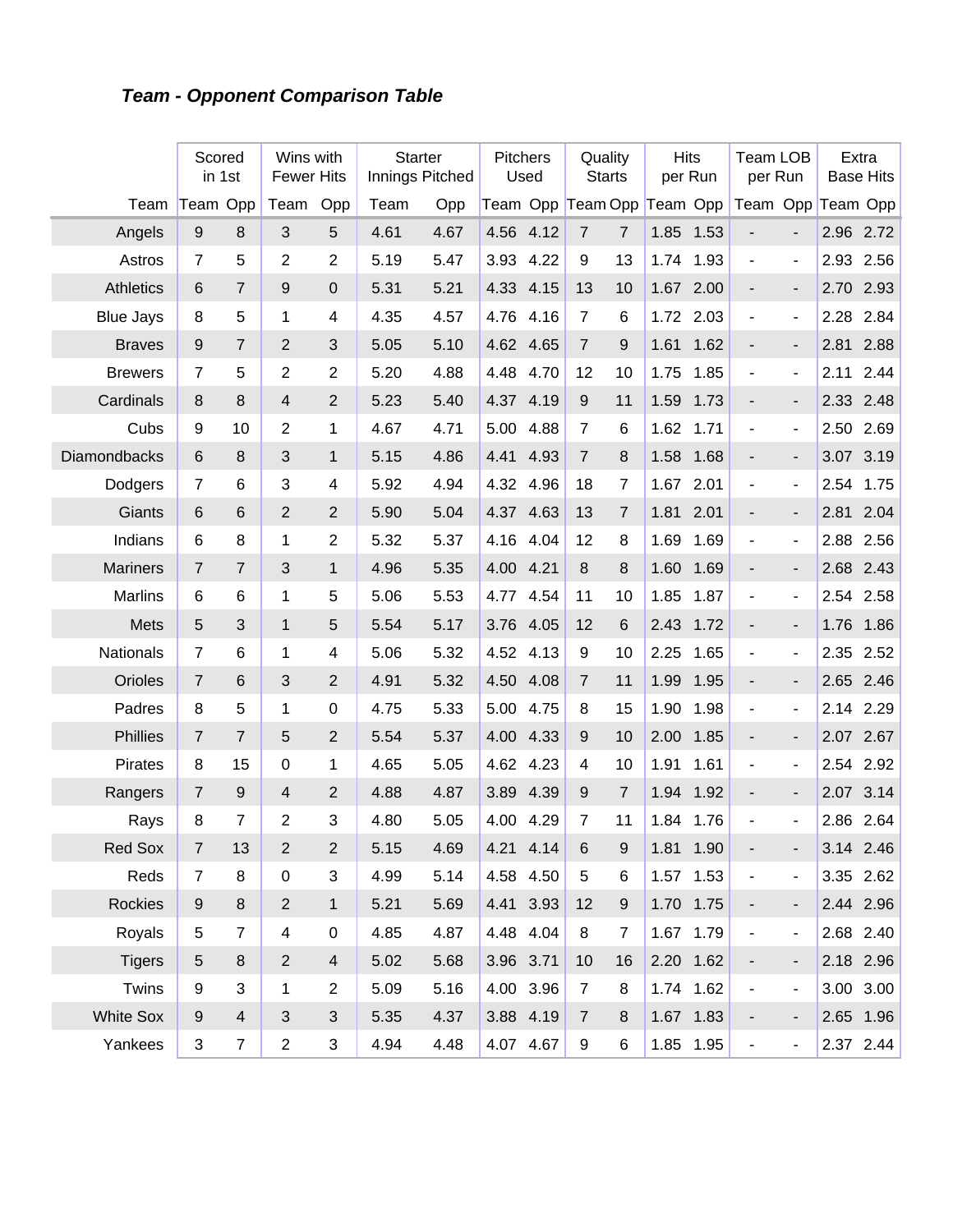***Team - Opponent Comparison Table***

| | Scored in 1st | | Wins with Fewer Hits | | Starter Innings Pitched | | Pitchers Used | | Quality Starts | | Hits per Run | | Team LOB per Run | | Extra Base Hits | |
|---|---|---|---|---|---|---|---|---|---|---|---|---|---|---|---|---|
| Team | Team | Opp | Team | Opp | Team | Opp | Team | Opp | Team | Opp | Team | Opp | Team | Opp | Team | Opp |
| Angels | 9 | 8 | 3 | 5 | 4.61 | 4.67 | 4.56 | 4.12 | 7 | 7 | 1.85 | 1.53 | - | - | 2.96 | 2.72 |
| Astros | 7 | 5 | 2 | 2 | 5.19 | 5.47 | 3.93 | 4.22 | 9 | 13 | 1.74 | 1.93 | - | - | 2.93 | 2.56 |
| Athletics | 6 | 7 | 9 | 0 | 5.31 | 5.21 | 4.33 | 4.15 | 13 | 10 | 1.67 | 2.00 | - | - | 2.70 | 2.93 |
| Blue Jays | 8 | 5 | 1 | 4 | 4.35 | 4.57 | 4.76 | 4.16 | 7 | 6 | 1.72 | 2.03 | - | - | 2.28 | 2.84 |
| Braves | 9 | 7 | 2 | 3 | 5.05 | 5.10 | 4.62 | 4.65 | 7 | 9 | 1.61 | 1.62 | - | - | 2.81 | 2.88 |
| Brewers | 7 | 5 | 2 | 2 | 5.20 | 4.88 | 4.48 | 4.70 | 12 | 10 | 1.75 | 1.85 | - | - | 2.11 | 2.44 |
| Cardinals | 8 | 8 | 4 | 2 | 5.23 | 5.40 | 4.37 | 4.19 | 9 | 11 | 1.59 | 1.73 | - | - | 2.33 | 2.48 |
| Cubs | 9 | 10 | 2 | 1 | 4.67 | 4.71 | 5.00 | 4.88 | 7 | 6 | 1.62 | 1.71 | - | - | 2.50 | 2.69 |
| Diamondbacks | 6 | 8 | 3 | 1 | 5.15 | 4.86 | 4.41 | 4.93 | 7 | 8 | 1.58 | 1.68 | - | - | 3.07 | 3.19 |
| Dodgers | 7 | 6 | 3 | 4 | 5.92 | 4.94 | 4.32 | 4.96 | 18 | 7 | 1.67 | 2.01 | - | - | 2.54 | 1.75 |
| Giants | 6 | 6 | 2 | 2 | 5.90 | 5.04 | 4.37 | 4.63 | 13 | 7 | 1.81 | 2.01 | - | - | 2.81 | 2.04 |
| Indians | 6 | 8 | 1 | 2 | 5.32 | 5.37 | 4.16 | 4.04 | 12 | 8 | 1.69 | 1.69 | - | - | 2.88 | 2.56 |
| Mariners | 7 | 7 | 3 | 1 | 4.96 | 5.35 | 4.00 | 4.21 | 8 | 8 | 1.60 | 1.69 | - | - | 2.68 | 2.43 |
| Marlins | 6 | 6 | 1 | 5 | 5.06 | 5.53 | 4.77 | 4.54 | 11 | 10 | 1.85 | 1.87 | - | - | 2.54 | 2.58 |
| Mets | 5 | 3 | 1 | 5 | 5.54 | 5.17 | 3.76 | 4.05 | 12 | 6 | 2.43 | 1.72 | - | - | 1.76 | 1.86 |
| Nationals | 7 | 6 | 1 | 4 | 5.06 | 5.32 | 4.52 | 4.13 | 9 | 10 | 2.25 | 1.65 | - | - | 2.35 | 2.52 |
| Orioles | 7 | 6 | 3 | 2 | 4.91 | 5.32 | 4.50 | 4.08 | 7 | 11 | 1.99 | 1.95 | - | - | 2.65 | 2.46 |
| Padres | 8 | 5 | 1 | 0 | 4.75 | 5.33 | 5.00 | 4.75 | 8 | 15 | 1.90 | 1.98 | - | - | 2.14 | 2.29 |
| Phillies | 7 | 7 | 5 | 2 | 5.54 | 5.37 | 4.00 | 4.33 | 9 | 10 | 2.00 | 1.85 | - | - | 2.07 | 2.67 |
| Pirates | 8 | 15 | 0 | 1 | 4.65 | 5.05 | 4.62 | 4.23 | 4 | 10 | 1.91 | 1.61 | - | - | 2.54 | 2.92 |
| Rangers | 7 | 9 | 4 | 2 | 4.88 | 4.87 | 3.89 | 4.39 | 9 | 7 | 1.94 | 1.92 | - | - | 2.07 | 3.14 |
| Rays | 8 | 7 | 2 | 3 | 4.80 | 5.05 | 4.00 | 4.29 | 7 | 11 | 1.84 | 1.76 | - | - | 2.86 | 2.64 |
| Red Sox | 7 | 13 | 2 | 2 | 5.15 | 4.69 | 4.21 | 4.14 | 6 | 9 | 1.81 | 1.90 | - | - | 3.14 | 2.46 |
| Reds | 7 | 8 | 0 | 3 | 4.99 | 5.14 | 4.58 | 4.50 | 5 | 6 | 1.57 | 1.53 | - | - | 3.35 | 2.62 |
| Rockies | 9 | 8 | 2 | 1 | 5.21 | 5.69 | 4.41 | 3.93 | 12 | 9 | 1.70 | 1.75 | - | - | 2.44 | 2.96 |
| Royals | 5 | 7 | 4 | 0 | 4.85 | 4.87 | 4.48 | 4.04 | 8 | 7 | 1.67 | 1.79 | - | - | 2.68 | 2.40 |
| Tigers | 5 | 8 | 2 | 4 | 5.02 | 5.68 | 3.96 | 3.71 | 10 | 16 | 2.20 | 1.62 | - | - | 2.18 | 2.96 |
| Twins | 9 | 3 | 1 | 2 | 5.09 | 5.16 | 4.00 | 3.96 | 7 | 8 | 1.74 | 1.62 | - | - | 3.00 | 3.00 |
| White Sox | 9 | 4 | 3 | 3 | 5.35 | 4.37 | 3.88 | 4.19 | 7 | 8 | 1.67 | 1.83 | - | - | 2.65 | 1.96 |
| Yankees | 3 | 7 | 2 | 3 | 4.94 | 4.48 | 4.07 | 4.67 | 9 | 6 | 1.85 | 1.95 | - | - | 2.37 | 2.44 |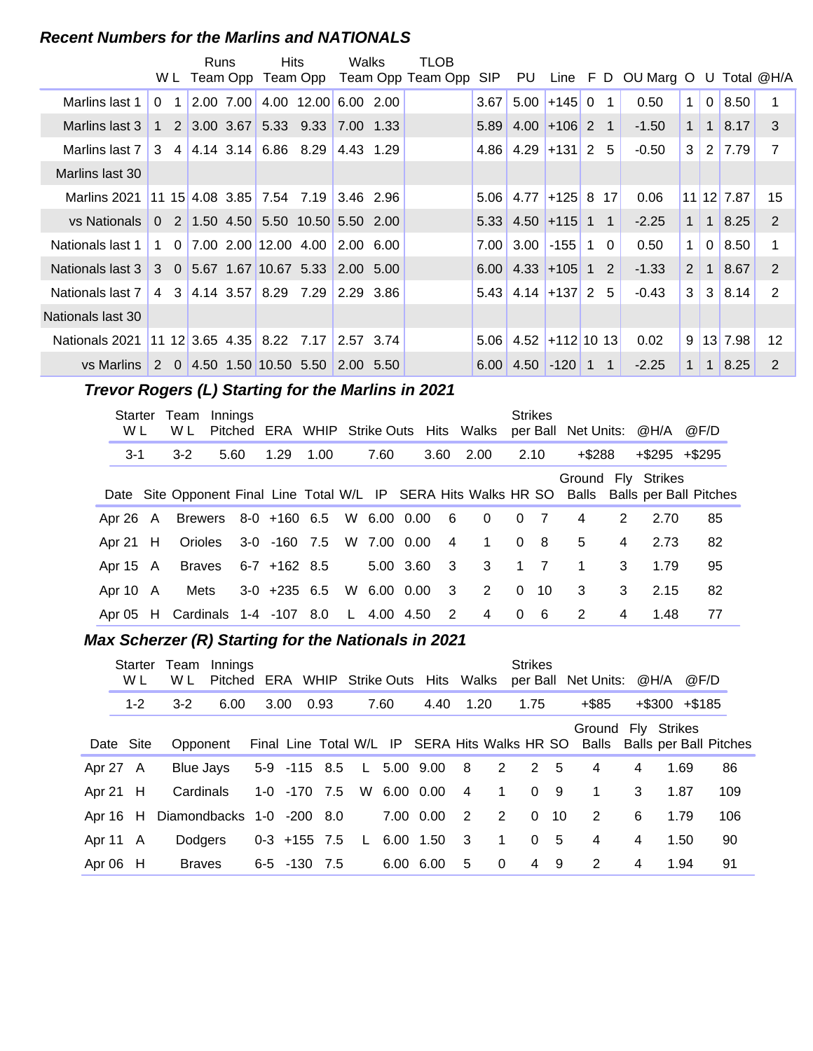### *Recent Numbers for the Marlins and NATIONALS*

| | W | L | Runs Team | Runs Opp | Hits Team | Hits Opp | Walks Team | Walks Opp | TLOB Team | TLOB Opp | SIP | PU | Line | F | D | OU Marg | O | U | Total | @H/A |
|---|---|---|---|---|---|---|---|---|---|---|---|---|---|---|---|---|---|---|---|---|
| Marlins last 1 | 0 | 1 | 2.00 | 7.00 | 4.00 | 12.00 | 6.00 | 2.00 | | | 3.67 | 5.00 | +145 | 0 | 1 | 0.50 | 1 | 0 | 8.50 | 1 |
| Marlins last 3 | 1 | 2 | 3.00 | 3.67 | 5.33 | 9.33 | 7.00 | 1.33 | | | 5.89 | 4.00 | +106 | 2 | 1 | -1.50 | 1 | 1 | 8.17 | 3 |
| Marlins last 7 | 3 | 4 | 4.14 | 3.14 | 6.86 | 8.29 | 4.43 | 1.29 | | | 4.86 | 4.29 | +131 | 2 | 5 | -0.50 | 3 | 2 | 7.79 | 7 |
| Marlins last 30 | | | | | | | | | | | | | | | | | | | | |
| Marlins 2021 | 11 | 15 | 4.08 | 3.85 | 7.54 | 7.19 | 3.46 | 2.96 | | | 5.06 | 4.77 | +125 | 8 | 17 | 0.06 | 11 | 12 | 7.87 | 15 |
| vs Nationals | 0 | 2 | 1.50 | 4.50 | 5.50 | 10.50 | 5.50 | 2.00 | | | 5.33 | 4.50 | +115 | 1 | 1 | -2.25 | 1 | 1 | 8.25 | 2 |
| Nationals last 1 | 1 | 0 | 7.00 | 2.00 | 12.00 | 4.00 | 2.00 | 6.00 | | | 7.00 | 3.00 | -155 | 1 | 0 | 0.50 | 1 | 0 | 8.50 | 1 |
| Nationals last 3 | 3 | 0 | 5.67 | 1.67 | 10.67 | 5.33 | 2.00 | 5.00 | | | 6.00 | 4.33 | +105 | 1 | 2 | -1.33 | 2 | 1 | 8.67 | 2 |
| Nationals last 7 | 4 | 3 | 4.14 | 3.57 | 8.29 | 7.29 | 2.29 | 3.86 | | | 5.43 | 4.14 | +137 | 2 | 5 | -0.43 | 3 | 3 | 8.14 | 2 |
| Nationals last 30 | | | | | | | | | | | | | | | | | | | | |
| Nationals 2021 | 11 | 12 | 3.65 | 4.35 | 8.22 | 7.17 | 2.57 | 3.74 | | | 5.06 | 4.52 | +112 | 10 | 13 | 0.02 | 9 | 13 | 7.98 | 12 |
| vs Marlins | 2 | 0 | 4.50 | 1.50 | 10.50 | 5.50 | 2.00 | 5.50 | | | 6.00 | 4.50 | -120 | 1 | 1 | -2.25 | 1 | 1 | 8.25 | 2 |

### *Trevor Rogers (L) Starting for the Marlins in 2021*

| Starter W L | Team W L | Innings Pitched | ERA | WHIP | Strike Outs | Hits | Walks | Strikes per Ball | Net Units: | @H/A | @F/D |
|---|---|---|---|---|---|---|---|---|---|---|---|
| 3-1 | 3-2 | 5.60 | 1.29 | 1.00 | 7.60 | 3.60 | 2.00 | 2.10 | +$288 | +$295 | +$295 |

| Date | Site | Opponent | Final | Line | Total | W/L | IP | SERA | Hits | Walks | HR | SO | Ground Balls | Fly Balls | Strikes per Ball | Pitches |
|---|---|---|---|---|---|---|---|---|---|---|---|---|---|---|---|---|
| Apr 26 | A | Brewers | 8-0 | +160 | 6.5 | W | 6.00 | 0.00 | 6 | 0 | 0 | 7 | 4 | 2 | 2.70 | 85 |
| Apr 21 | H | Orioles | 3-0 | -160 | 7.5 | W | 7.00 | 0.00 | 4 | 1 | 0 | 8 | 5 | 4 | 2.73 | 82 |
| Apr 15 | A | Braves | 6-7 | +162 | 8.5 | | 5.00 | 3.60 | 3 | 3 | 1 | 7 | 1 | 3 | 1.79 | 95 |
| Apr 10 | A | Mets | 3-0 | +235 | 6.5 | W | 6.00 | 0.00 | 3 | 2 | 0 | 10 | 3 | 3 | 2.15 | 82 |
| Apr 05 | H | Cardinals | 1-4 | -107 | 8.0 | L | 4.00 | 4.50 | 2 | 4 | 0 | 6 | 2 | 4 | 1.48 | 77 |

### *Max Scherzer (R) Starting for the Nationals in 2021*

| Starter W L | Team W L | Innings Pitched | ERA | WHIP | Strike Outs | Hits | Walks | Strikes per Ball | Net Units: | @H/A | @F/D |
|---|---|---|---|---|---|---|---|---|---|---|---|
| 1-2 | 3-2 | 6.00 | 3.00 | 0.93 | 7.60 | 4.40 | 1.20 | 1.75 | +$85 | +$300 | +$185 |

| Date | Site | Opponent | Final | Line | Total | W/L | IP | SERA | Hits | Walks | HR | SO | Ground Balls | Fly Balls | Strikes per Ball | Pitches |
|---|---|---|---|---|---|---|---|---|---|---|---|---|---|---|---|---|
| Apr 27 | A | Blue Jays | 5-9 | -115 | 8.5 | L | 5.00 | 9.00 | 8 | 2 | 2 | 5 | 4 | 4 | 1.69 | 86 |
| Apr 21 | H | Cardinals | 1-0 | -170 | 7.5 | W | 6.00 | 0.00 | 4 | 1 | 0 | 9 | 1 | 3 | 1.87 | 109 |
| Apr 16 | H | Diamondbacks | 1-0 | -200 | 8.0 | | 7.00 | 0.00 | 2 | 2 | 0 | 10 | 2 | 6 | 1.79 | 106 |
| Apr 11 | A | Dodgers | 0-3 | +155 | 7.5 | L | 6.00 | 1.50 | 3 | 1 | 0 | 5 | 4 | 4 | 1.50 | 90 |
| Apr 06 | H | Braves | 6-5 | -130 | 7.5 | | 6.00 | 6.00 | 5 | 0 | 4 | 9 | 2 | 4 | 1.94 | 91 |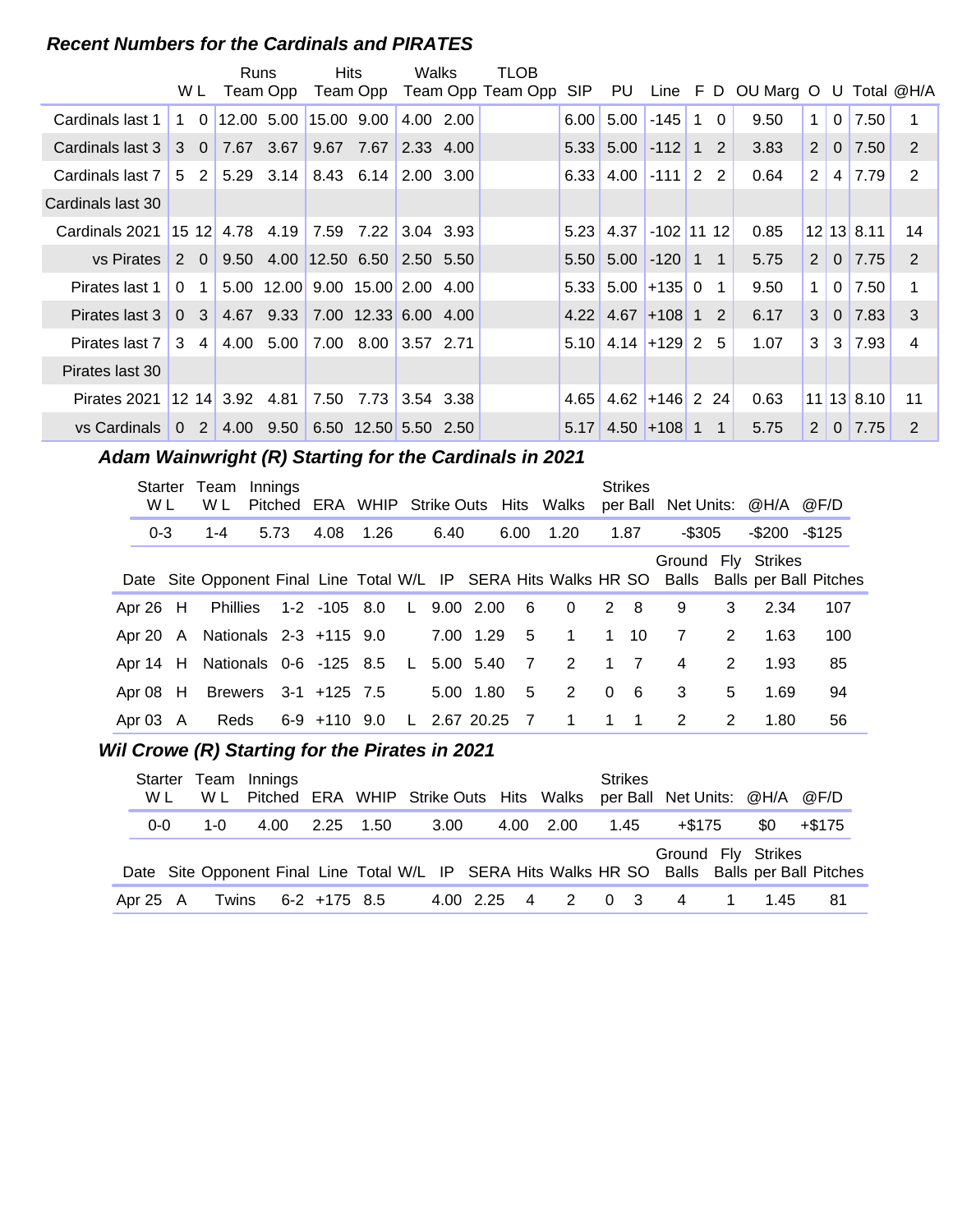### Recent Numbers for the Cardinals and PIRATES

| | W | L | Runs Team | Runs Opp | Hits Team | Hits Opp | Walks Team | Walks Opp | TLOB Team | TLOB Opp | SIP | PU | Line | F | D | OU Marg | O | U | Total | @H/A |
|---|---|---|---|---|---|---|---|---|---|---|---|---|---|---|---|---|---|---|---|---|
| Cardinals last 1 | 1 | 0 | 12.00 | 5.00 | 15.00 | 9.00 | 4.00 | 2.00 | | | 6.00 | 5.00 | -145 | 1 | 0 | 9.50 | 1 | 0 | 7.50 | 1 |
| Cardinals last 3 | 3 | 0 | 7.67 | 3.67 | 9.67 | 7.67 | 2.33 | 4.00 | | | 5.33 | 5.00 | -112 | 1 | 2 | 3.83 | 2 | 0 | 7.50 | 2 |
| Cardinals last 7 | 5 | 2 | 5.29 | 3.14 | 8.43 | 6.14 | 2.00 | 3.00 | | | 6.33 | 4.00 | -111 | 2 | 2 | 0.64 | 2 | 4 | 7.79 | 2 |
| Cardinals last 30 | | | | | | | | | | | | | | | | | | | | |
| Cardinals 2021 | 15 | 12 | 4.78 | 4.19 | 7.59 | 7.22 | 3.04 | 3.93 | | | 5.23 | 4.37 | -102 | 11 | 12 | 0.85 | 12 | 13 | 8.11 | 14 |
| vs Pirates | 2 | 0 | 9.50 | 4.00 | 12.50 | 6.50 | 2.50 | 5.50 | | | 5.50 | 5.00 | -120 | 1 | 1 | 5.75 | 2 | 0 | 7.75 | 2 |
| Pirates last 1 | 0 | 1 | 5.00 | 12.00 | 9.00 | 15.00 | 2.00 | 4.00 | | | 5.33 | 5.00 | +135 | 0 | 1 | 9.50 | 1 | 0 | 7.50 | 1 |
| Pirates last 3 | 0 | 3 | 4.67 | 9.33 | 7.00 | 12.33 | 6.00 | 4.00 | | | 4.22 | 4.67 | +108 | 1 | 2 | 6.17 | 3 | 0 | 7.83 | 3 |
| Pirates last 7 | 3 | 4 | 4.00 | 5.00 | 7.00 | 8.00 | 3.57 | 2.71 | | | 5.10 | 4.14 | +129 | 2 | 5 | 1.07 | 3 | 3 | 7.93 | 4 |
| Pirates last 30 | | | | | | | | | | | | | | | | | | | | |
| Pirates 2021 | 12 | 14 | 3.92 | 4.81 | 7.50 | 7.73 | 3.54 | 3.38 | | | 4.65 | 4.62 | +146 | 2 | 24 | 0.63 | 11 | 13 | 8.10 | 11 |
| vs Cardinals | 0 | 2 | 4.00 | 9.50 | 6.50 | 12.50 | 5.50 | 2.50 | | | 5.17 | 4.50 | +108 | 1 | 1 | 5.75 | 2 | 0 | 7.75 | 2 |

### Adam Wainwright (R) Starting for the Cardinals in 2021

| Starter W L | Team W L | Innings Pitched | ERA | WHIP | Strike Outs | Hits | Walks | Strikes per Ball | Net Units: | @H/A | @F/D |
|---|---|---|---|---|---|---|---|---|---|---|---|
| 0-3 | 1-4 | 5.73 | 4.08 | 1.26 | 6.40 | 6.00 | 1.20 | 1.87 | -$305 | -$200 | -$125 |

| Date | Site | Opponent | Final | Line | Total | W/L | IP | SERA | Hits | Walks | HR | SO | Ground Balls | Fly Balls | Strikes per Ball | Pitches |
|---|---|---|---|---|---|---|---|---|---|---|---|---|---|---|---|---|
| Apr 26 | H | Phillies | 1-2 | -105 | 8.0 | L | 9.00 | 2.00 | 6 | 0 | 2 | 8 | 9 | 3 | 2.34 | 107 |
| Apr 20 | A | Nationals | 2-3 | +115 | 9.0 | | 7.00 | 1.29 | 5 | 1 | 1 | 10 | 7 | 2 | 1.63 | 100 |
| Apr 14 | H | Nationals | 0-6 | -125 | 8.5 | L | 5.00 | 5.40 | 7 | 2 | 1 | 7 | 4 | 2 | 1.93 | 85 |
| Apr 08 | H | Brewers | 3-1 | +125 | 7.5 | | 5.00 | 1.80 | 5 | 2 | 0 | 6 | 3 | 5 | 1.69 | 94 |
| Apr 03 | A | Reds | 6-9 | +110 | 9.0 | L | 2.67 | 20.25 | 7 | 1 | 1 | 1 | 2 | 2 | 1.80 | 56 |

### Wil Crowe (R) Starting for the Pirates in 2021

| Starter W L | Team W L | Innings Pitched | ERA | WHIP | Strike Outs | Hits | Walks | Strikes per Ball | Net Units: | @H/A | @F/D |
|---|---|---|---|---|---|---|---|---|---|---|---|
| 0-0 | 1-0 | 4.00 | 2.25 | 1.50 | 3.00 | 4.00 | 2.00 | 1.45 | +$175 | $0 | +$175 |

| Date | Site | Opponent | Final | Line | Total | W/L | IP | SERA | Hits | Walks | HR | SO | Ground Balls | Fly Balls | Strikes per Ball | Pitches |
|---|---|---|---|---|---|---|---|---|---|---|---|---|---|---|---|---|
| Apr 25 | A | Twins | 6-2 | +175 | 8.5 | | 4.00 | 2.25 | 4 | 2 | 0 | 3 | 4 | 1 | 1.45 | 81 |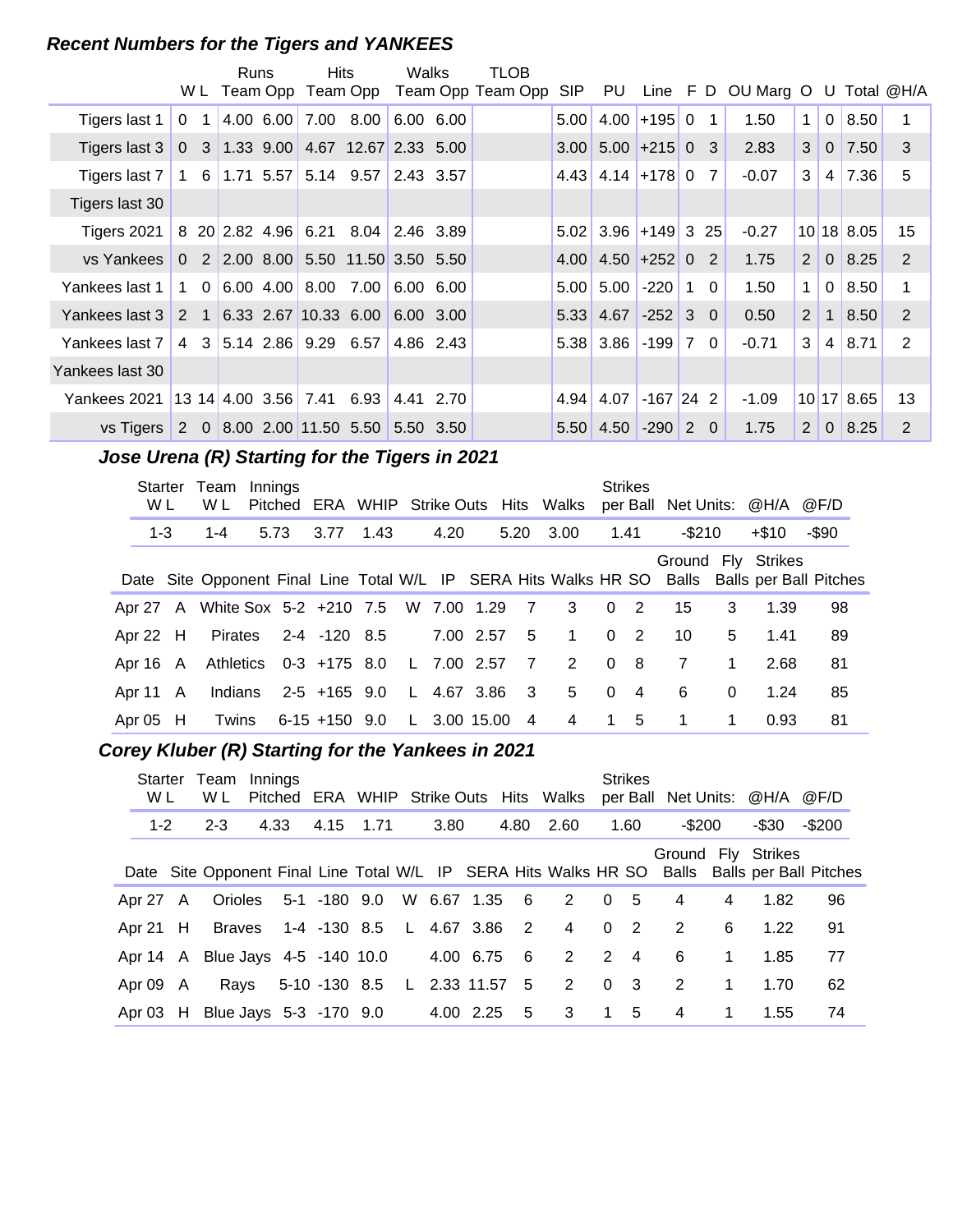### Recent Numbers for the Tigers and YANKEES

| | W | L | Runs Team | Runs Opp | Hits Team | Hits Opp | Walks Team | Walks Opp | TLOB Team | TLOB Opp | SIP | PU | Line | F | D | OU Marg | O | U | Total | @H/A |
|---|---|---|---|---|---|---|---|---|---|---|---|---|---|---|---|---|---|---|---|---|
| Tigers last 1 | 0 | 1 | 4.00 | 6.00 | 7.00 | 8.00 | 6.00 | 6.00 | | | 5.00 | 4.00 | +195 | 0 | 1 | 1.50 | 1 | 0 | 8.50 | 1 |
| Tigers last 3 | 0 | 3 | 1.33 | 9.00 | 4.67 | 12.67 | 2.33 | 5.00 | | | 3.00 | 5.00 | +215 | 0 | 3 | 2.83 | 3 | 0 | 7.50 | 3 |
| Tigers last 7 | 1 | 6 | 1.71 | 5.57 | 5.14 | 9.57 | 2.43 | 3.57 | | | 4.43 | 4.14 | +178 | 0 | 7 | -0.07 | 3 | 4 | 7.36 | 5 |
| Tigers last 30 | | | | | | | | | | | | | | | | | | | | |
| Tigers 2021 | 8 | 20 | 2.82 | 4.96 | 6.21 | 8.04 | 2.46 | 3.89 | | | 5.02 | 3.96 | +149 | 3 | 25 | -0.27 | 10 | 18 | 8.05 | 15 |
| vs Yankees | 0 | 2 | 2.00 | 8.00 | 5.50 | 11.50 | 3.50 | 5.50 | | | 4.00 | 4.50 | +252 | 0 | 2 | 1.75 | 2 | 0 | 8.25 | 2 |
| Yankees last 1 | 1 | 0 | 6.00 | 4.00 | 8.00 | 7.00 | 6.00 | 6.00 | | | 5.00 | 5.00 | -220 | 1 | 0 | 1.50 | 1 | 0 | 8.50 | 1 |
| Yankees last 3 | 2 | 1 | 6.33 | 2.67 | 10.33 | 6.00 | 6.00 | 3.00 | | | 5.33 | 4.67 | -252 | 3 | 0 | 0.50 | 2 | 1 | 8.50 | 2 |
| Yankees last 7 | 4 | 3 | 5.14 | 2.86 | 9.29 | 6.57 | 4.86 | 2.43 | | | 5.38 | 3.86 | -199 | 7 | 0 | -0.71 | 3 | 4 | 8.71 | 2 |
| Yankees last 30 | | | | | | | | | | | | | | | | | | | | |
| Yankees 2021 | 13 | 14 | 4.00 | 3.56 | 7.41 | 6.93 | 4.41 | 2.70 | | | 4.94 | 4.07 | -167 | 24 | 2 | -1.09 | 10 | 17 | 8.65 | 13 |
| vs Tigers | 2 | 0 | 8.00 | 2.00 | 11.50 | 5.50 | 5.50 | 3.50 | | | 5.50 | 4.50 | -290 | 2 | 0 | 1.75 | 2 | 0 | 8.25 | 2 |

### Jose Urena (R) Starting for the Tigers in 2021

| Starter W L | Team W L | Innings Pitched | ERA | WHIP | Strike Outs | Hits | Walks | Strikes per Ball | Net Units: | @H/A | @F/D |
|---|---|---|---|---|---|---|---|---|---|---|---|
| 1-3 | 1-4 | 5.73 | 3.77 | 1.43 | 4.20 | 5.20 | 3.00 | 1.41 | -$210 | +$10 | -$90 |

| Date | Site | Opponent | Final | Line | Total | W/L | IP | SERA | Hits | Walks | HR | SO | Ground Balls | Fly Balls | Strikes per Ball | Pitches |
|---|---|---|---|---|---|---|---|---|---|---|---|---|---|---|---|---|
| Apr 27 | A | White Sox | 5-2 | +210 | 7.5 | W | 7.00 | 1.29 | 7 | 3 | 0 | 2 | 15 | 3 | 1.39 | 98 |
| Apr 22 | H | Pirates | 2-4 | -120 | 8.5 | | 7.00 | 2.57 | 5 | 1 | 0 | 2 | 10 | 5 | 1.41 | 89 |
| Apr 16 | A | Athletics | 0-3 | +175 | 8.0 | L | 7.00 | 2.57 | 7 | 2 | 0 | 8 | 7 | 1 | 2.68 | 81 |
| Apr 11 | A | Indians | 2-5 | +165 | 9.0 | L | 4.67 | 3.86 | 3 | 5 | 0 | 4 | 6 | 0 | 1.24 | 85 |
| Apr 05 | H | Twins | 6-15 | +150 | 9.0 | L | 3.00 | 15.00 | 4 | 4 | 1 | 5 | 1 | 1 | 0.93 | 81 |

### Corey Kluber (R) Starting for the Yankees in 2021

| Starter W L | Team W L | Innings Pitched | ERA | WHIP | Strike Outs | Hits | Walks | Strikes per Ball | Net Units: | @H/A | @F/D |
|---|---|---|---|---|---|---|---|---|---|---|---|
| 1-2 | 2-3 | 4.33 | 4.15 | 1.71 | 3.80 | 4.80 | 2.60 | 1.60 | -$200 | -$30 | -$200 |

| Date | Site | Opponent | Final | Line | Total | W/L | IP | SERA | Hits | Walks | HR | SO | Ground Balls | Fly Balls | Strikes per Ball | Pitches |
|---|---|---|---|---|---|---|---|---|---|---|---|---|---|---|---|---|
| Apr 27 | A | Orioles | 5-1 | -180 | 9.0 | W | 6.67 | 1.35 | 6 | 2 | 0 | 5 | 4 | 4 | 1.82 | 96 |
| Apr 21 | H | Braves | 1-4 | -130 | 8.5 | L | 4.67 | 3.86 | 2 | 4 | 0 | 2 | 2 | 6 | 1.22 | 91 |
| Apr 14 | A | Blue Jays | 4-5 | -140 | 10.0 | | 4.00 | 6.75 | 6 | 2 | 2 | 4 | 6 | 1 | 1.85 | 77 |
| Apr 09 | A | Rays | 5-10 | -130 | 8.5 | L | 2.33 | 11.57 | 5 | 2 | 0 | 3 | 2 | 1 | 1.70 | 62 |
| Apr 03 | H | Blue Jays | 5-3 | -170 | 9.0 | | 4.00 | 2.25 | 5 | 3 | 1 | 5 | 4 | 1 | 1.55 | 74 |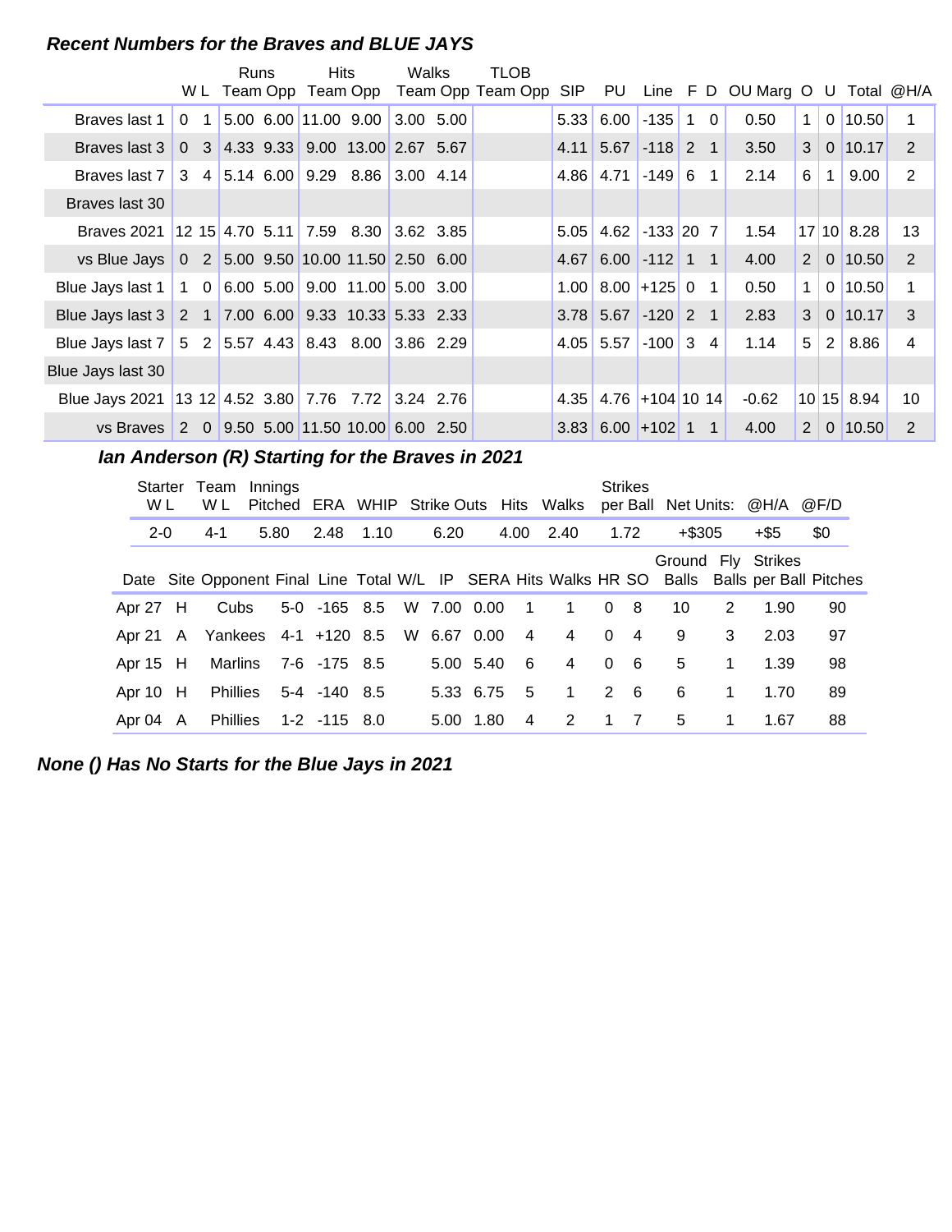### *Recent Numbers for the Braves and BLUE JAYS*

| | W | L | Runs Team | Runs Opp | Hits Team | Hits Opp | Walks Team | Walks Opp | TLOB Team | TLOB Opp | SIP | PU | Line | F | D | OU Marg | O | U | Total | @H/A |
|---|---|---|---|---|---|---|---|---|---|---|---|---|---|---|---|---|---|---|---|---|
| Braves last 1 | 0 | 1 | 5.00 | 6.00 | 11.00 | 9.00 | 3.00 | 5.00 | | | 5.33 | 6.00 | -135 | 1 | 0 | 0.50 | 1 | 0 | 10.50 | 1 |
| Braves last 3 | 0 | 3 | 4.33 | 9.33 | 9.00 | 13.00 | 2.67 | 5.67 | | | 4.11 | 5.67 | -118 | 2 | 1 | 3.50 | 3 | 0 | 10.17 | 2 |
| Braves last 7 | 3 | 4 | 5.14 | 6.00 | 9.29 | 8.86 | 3.00 | 4.14 | | | 4.86 | 4.71 | -149 | 6 | 1 | 2.14 | 6 | 1 | 9.00 | 2 |
| Braves last 30 | | | | | | | | | | | | | | | | | | | | |
| Braves 2021 | 12 | 15 | 4.70 | 5.11 | 7.59 | 8.30 | 3.62 | 3.85 | | | 5.05 | 4.62 | -133 | 20 | 7 | 1.54 | 17 | 10 | 8.28 | 13 |
| vs Blue Jays | 0 | 2 | 5.00 | 9.50 | 10.00 | 11.50 | 2.50 | 6.00 | | | 4.67 | 6.00 | -112 | 1 | 1 | 4.00 | 2 | 0 | 10.50 | 2 |
| Blue Jays last 1 | 1 | 0 | 6.00 | 5.00 | 9.00 | 11.00 | 5.00 | 3.00 | | | 1.00 | 8.00 | +125 | 0 | 1 | 0.50 | 1 | 0 | 10.50 | 1 |
| Blue Jays last 3 | 2 | 1 | 7.00 | 6.00 | 9.33 | 10.33 | 5.33 | 2.33 | | | 3.78 | 5.67 | -120 | 2 | 1 | 2.83 | 3 | 0 | 10.17 | 3 |
| Blue Jays last 7 | 5 | 2 | 5.57 | 4.43 | 8.43 | 8.00 | 3.86 | 2.29 | | | 4.05 | 5.57 | -100 | 3 | 4 | 1.14 | 5 | 2 | 8.86 | 4 |
| Blue Jays last 30 | | | | | | | | | | | | | | | | | | | | |
| Blue Jays 2021 | 13 | 12 | 4.52 | 3.80 | 7.76 | 7.72 | 3.24 | 2.76 | | | 4.35 | 4.76 | +104 | 10 | 14 | -0.62 | 10 | 15 | 8.94 | 10 |
| vs Braves | 2 | 0 | 9.50 | 5.00 | 11.50 | 10.00 | 6.00 | 2.50 | | | 3.83 | 6.00 | +102 | 1 | 1 | 4.00 | 2 | 0 | 10.50 | 2 |

### *Ian Anderson (R) Starting for the Braves in 2021*

| Starter W L | Team W L | Innings Pitched | ERA | WHIP | Strike Outs | Hits | Walks | Strikes per Ball | Net Units: | @H/A | @F/D |
|---|---|---|---|---|---|---|---|---|---|---|---|
| 2-0 | 4-1 | 5.80 | 2.48 | 1.10 | 6.20 | 4.00 | 2.40 | 1.72 | +$305 | +$5 | $0 |

| Date | Site | Opponent | Final | Line | Total | W/L | IP | SERA | Hits | Walks | HR | SO | Ground Balls | Fly Balls | Strikes per Ball | Pitches |
|---|---|---|---|---|---|---|---|---|---|---|---|---|---|---|---|---|
| Apr 27 | H | Cubs | 5-0 | -165 | 8.5 | W | 7.00 | 0.00 | 1 | 1 | 0 | 8 | 10 | 2 | 1.90 | 90 |
| Apr 21 | A | Yankees | 4-1 | +120 | 8.5 | W | 6.67 | 0.00 | 4 | 4 | 0 | 4 | 9 | 3 | 2.03 | 97 |
| Apr 15 | H | Marlins | 7-6 | -175 | 8.5 | | 5.00 | 5.40 | 6 | 4 | 0 | 6 | 5 | 1 | 1.39 | 98 |
| Apr 10 | H | Phillies | 5-4 | -140 | 8.5 | | 5.33 | 6.75 | 5 | 1 | 2 | 6 | 6 | 1 | 1.70 | 89 |
| Apr 04 | A | Phillies | 1-2 | -115 | 8.0 | | 5.00 | 1.80 | 4 | 2 | 1 | 7 | 5 | 1 | 1.67 | 88 |

### *None () Has No Starts for the Blue Jays in 2021*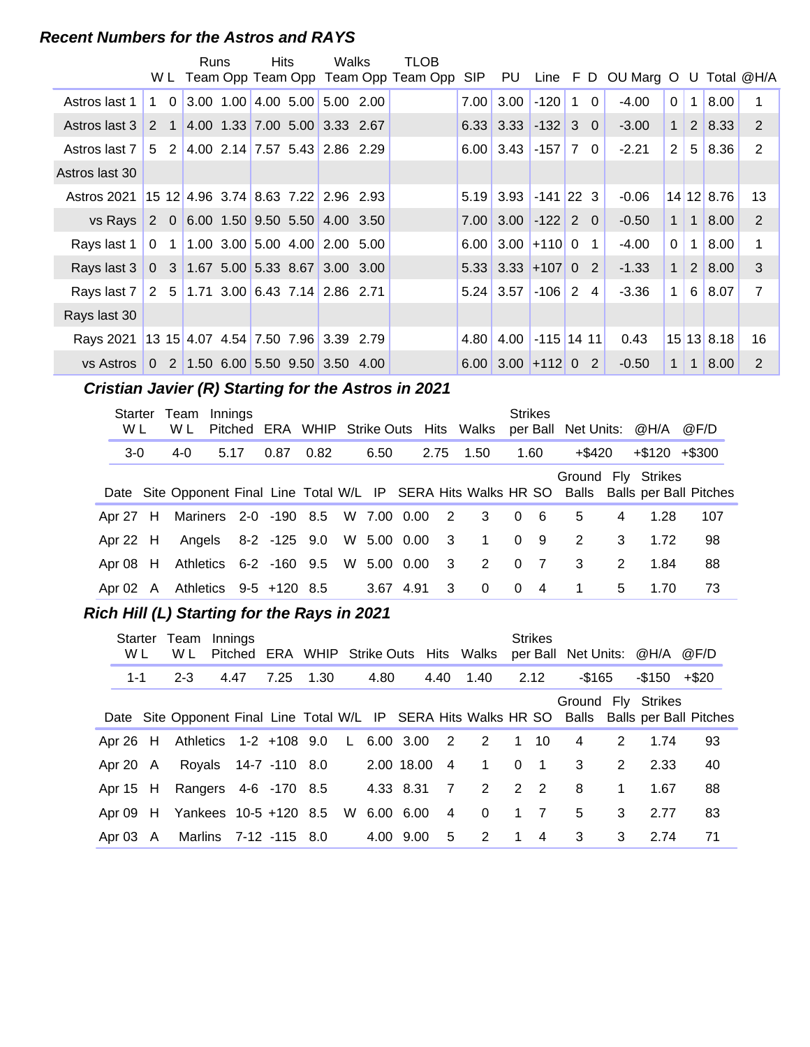### *Recent Numbers for the Astros and RAYS*

| | W | L | Runs Team | Runs Opp | Hits Team | Hits Opp | Walks Team | Walks Opp | TLOB Team | TLOB Opp | SIP | PU | Line | F | D | OU Marg | O | U | Total | @H/A |
|---|---|---|---|---|---|---|---|---|---|---|---|---|---|---|---|---|---|---|---|---|
| Astros last 1 | 1 | 0 | 3.00 | 1.00 | 4.00 | 5.00 | 5.00 | 2.00 | | | 7.00 | 3.00 | -120 | 1 | 0 | -4.00 | 0 | 1 | 8.00 | 1 |
| Astros last 3 | 2 | 1 | 4.00 | 1.33 | 7.00 | 5.00 | 3.33 | 2.67 | | | 6.33 | 3.33 | -132 | 3 | 0 | -3.00 | 1 | 2 | 8.33 | 2 |
| Astros last 7 | 5 | 2 | 4.00 | 2.14 | 7.57 | 5.43 | 2.86 | 2.29 | | | 6.00 | 3.43 | -157 | 7 | 0 | -2.21 | 2 | 5 | 8.36 | 2 |
| Astros last 30 | | | | | | | | | | | | | | | | | | | | |
| Astros 2021 | 15 | 12 | 4.96 | 3.74 | 8.63 | 7.22 | 2.96 | 2.93 | | | 5.19 | 3.93 | -141 | 22 | 3 | -0.06 | 14 | 12 | 8.76 | 13 |
| vs Rays | 2 | 0 | 6.00 | 1.50 | 9.50 | 5.50 | 4.00 | 3.50 | | | 7.00 | 3.00 | -122 | 2 | 0 | -0.50 | 1 | 1 | 8.00 | 2 |
| Rays last 1 | 0 | 1 | 1.00 | 3.00 | 5.00 | 4.00 | 2.00 | 5.00 | | | 6.00 | 3.00 | +110 | 0 | 1 | -4.00 | 0 | 1 | 8.00 | 1 |
| Rays last 3 | 0 | 3 | 1.67 | 5.00 | 5.33 | 8.67 | 3.00 | 3.00 | | | 5.33 | 3.33 | +107 | 0 | 2 | -1.33 | 1 | 2 | 8.00 | 3 |
| Rays last 7 | 2 | 5 | 1.71 | 3.00 | 6.43 | 7.14 | 2.86 | 2.71 | | | 5.24 | 3.57 | -106 | 2 | 4 | -3.36 | 1 | 6 | 8.07 | 7 |
| Rays last 30 | | | | | | | | | | | | | | | | | | | | |
| Rays 2021 | 13 | 15 | 4.07 | 4.54 | 7.50 | 7.96 | 3.39 | 2.79 | | | 4.80 | 4.00 | -115 | 14 | 11 | 0.43 | 15 | 13 | 8.18 | 16 |
| vs Astros | 0 | 2 | 1.50 | 6.00 | 5.50 | 9.50 | 3.50 | 4.00 | | | 6.00 | 3.00 | +112 | 0 | 2 | -0.50 | 1 | 1 | 8.00 | 2 |

### *Cristian Javier (R) Starting for the Astros in 2021*

| Starter W L | Team W L | Innings Pitched | ERA | WHIP | Strike Outs | Hits | Walks | Strikes per Ball | Net Units: | @H/A | @F/D |
|---|---|---|---|---|---|---|---|---|---|---|---|
| 3-0 | 4-0 | 5.17 | 0.87 | 0.82 | 6.50 | 2.75 | 1.50 | 1.60 | +$420 | +$120 | +$300 |

| Date | Site | Opponent | Final | Line | Total | W/L | IP | SERA | Hits | Walks | HR | SO | Ground Balls | Fly Balls | Strikes per Ball | Pitches |
|---|---|---|---|---|---|---|---|---|---|---|---|---|---|---|---|---|
| Apr 27 | H | Mariners | 2-0 | -190 | 8.5 | W | 7.00 | 0.00 | 2 | 3 | 0 | 6 | 5 | 4 | 1.28 | 107 |
| Apr 22 | H | Angels | 8-2 | -125 | 9.0 | W | 5.00 | 0.00 | 3 | 1 | 0 | 9 | 2 | 3 | 1.72 | 98 |
| Apr 08 | H | Athletics | 6-2 | -160 | 9.5 | W | 5.00 | 0.00 | 3 | 2 | 0 | 7 | 3 | 2 | 1.84 | 88 |
| Apr 02 | A | Athletics | 9-5 | +120 | 8.5 | | 3.67 | 4.91 | 3 | 0 | 0 | 4 | 1 | 5 | 1.70 | 73 |

### *Rich Hill (L) Starting for the Rays in 2021*

| Starter W L | Team W L | Innings Pitched | ERA | WHIP | Strike Outs | Hits | Walks | Strikes per Ball | Net Units: | @H/A | @F/D |
|---|---|---|---|---|---|---|---|---|---|---|---|
| 1-1 | 2-3 | 4.47 | 7.25 | 1.30 | 4.80 | 4.40 | 1.40 | 2.12 | -$165 | -$150 | +$20 |

| Date | Site | Opponent | Final | Line | Total | W/L | IP | SERA | Hits | Walks | HR | SO | Ground Balls | Fly Balls | Strikes per Ball | Pitches |
|---|---|---|---|---|---|---|---|---|---|---|---|---|---|---|---|---|
| Apr 26 | H | Athletics | 1-2 | +108 | 9.0 | L | 6.00 | 3.00 | 2 | 2 | 1 | 10 | 4 | 2 | 1.74 | 93 |
| Apr 20 | A | Royals | 14-7 | -110 | 8.0 | | 2.00 | 18.00 | 4 | 1 | 0 | 1 | 3 | 2 | 2.33 | 40 |
| Apr 15 | H | Rangers | 4-6 | -170 | 8.5 | | 4.33 | 8.31 | 7 | 2 | 2 | 2 | 8 | 1 | 1.67 | 88 |
| Apr 09 | H | Yankees | 10-5 | +120 | 8.5 | W | 6.00 | 6.00 | 4 | 0 | 1 | 7 | 5 | 3 | 2.77 | 83 |
| Apr 03 | A | Marlins | 7-12 | -115 | 8.0 | | 4.00 | 9.00 | 5 | 2 | 1 | 4 | 3 | 3 | 2.74 | 71 |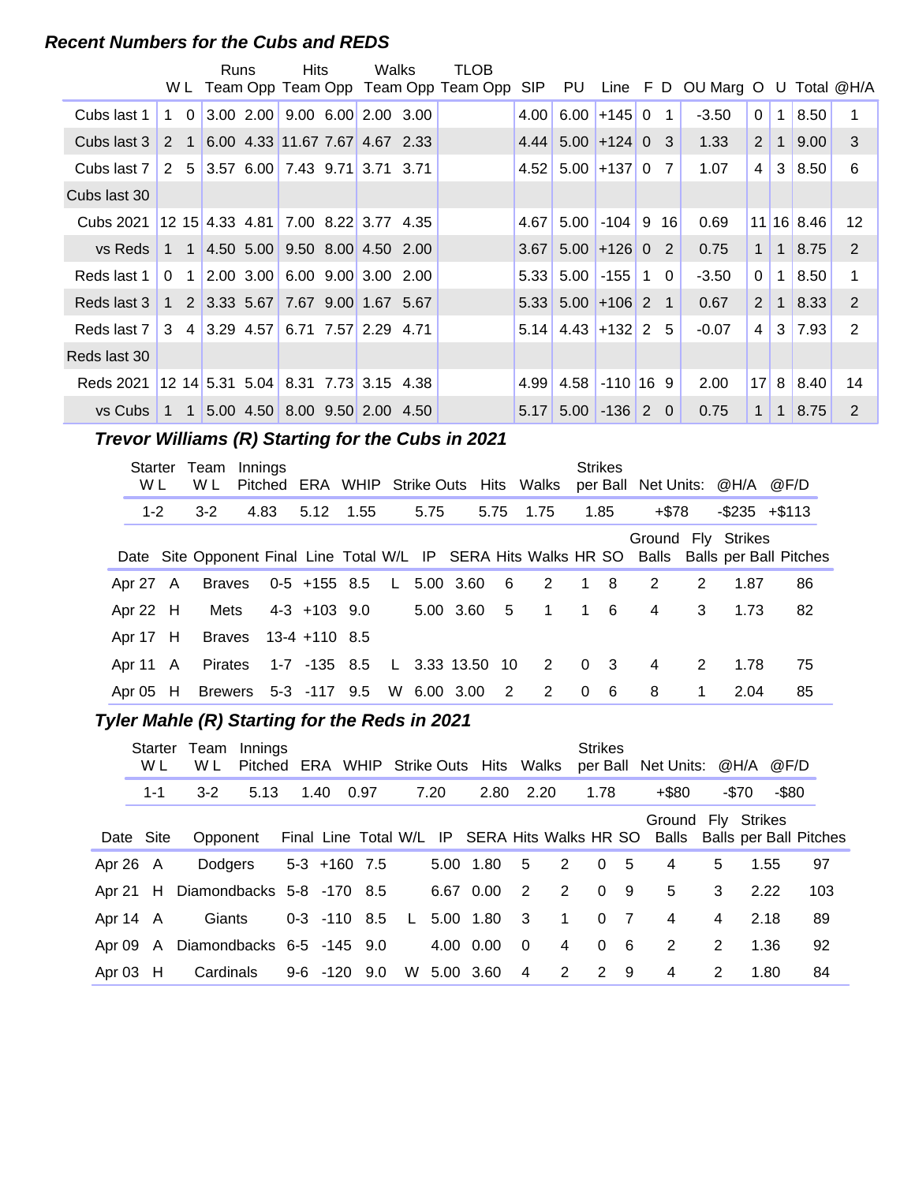### Recent Numbers for the Cubs and REDS

| | W | L | Runs Team | Runs Opp | Hits Team | Hits Opp | Walks Team | Walks Opp | TLOB Team | TLOB Opp | SIP | PU | Line | F | D | OU Marg | O | U | Total | @H/A |
|---|---|---|---|---|---|---|---|---|---|---|---|---|---|---|---|---|---|---|---|---|
| Cubs last 1 | 1 | 0 | 3.00 | 2.00 | 9.00 | 6.00 | 2.00 | 3.00 | | | 4.00 | 6.00 | +145 | 0 | 1 | -3.50 | 0 | 1 | 8.50 | 1 |
| Cubs last 3 | 2 | 1 | 6.00 | 4.33 | 11.67 | 7.67 | 4.67 | 2.33 | | | 4.44 | 5.00 | +124 | 0 | 3 | 1.33 | 2 | 1 | 9.00 | 3 |
| Cubs last 7 | 2 | 5 | 3.57 | 6.00 | 7.43 | 9.71 | 3.71 | 3.71 | | | 4.52 | 5.00 | +137 | 0 | 7 | 1.07 | 4 | 3 | 8.50 | 6 |
| Cubs last 30 | | | | | | | | | | | | | | | | | | | | |
| Cubs 2021 | 12 | 15 | 4.33 | 4.81 | 7.00 | 8.22 | 3.77 | 4.35 | | | 4.67 | 5.00 | -104 | 9 | 16 | 0.69 | 11 | 16 | 8.46 | 12 |
| vs Reds | 1 | 1 | 4.50 | 5.00 | 9.50 | 8.00 | 4.50 | 2.00 | | | 3.67 | 5.00 | +126 | 0 | 2 | 0.75 | 1 | 1 | 8.75 | 2 |
| Reds last 1 | 0 | 1 | 2.00 | 3.00 | 6.00 | 9.00 | 3.00 | 2.00 | | | 5.33 | 5.00 | -155 | 1 | 0 | -3.50 | 0 | 1 | 8.50 | 1 |
| Reds last 3 | 1 | 2 | 3.33 | 5.67 | 7.67 | 9.00 | 1.67 | 5.67 | | | 5.33 | 5.00 | +106 | 2 | 1 | 0.67 | 2 | 1 | 8.33 | 2 |
| Reds last 7 | 3 | 4 | 3.29 | 4.57 | 6.71 | 7.57 | 2.29 | 4.71 | | | 5.14 | 4.43 | +132 | 2 | 5 | -0.07 | 4 | 3 | 7.93 | 2 |
| Reds last 30 | | | | | | | | | | | | | | | | | | | | |
| Reds 2021 | 12 | 14 | 5.31 | 5.04 | 8.31 | 7.73 | 3.15 | 4.38 | | | 4.99 | 4.58 | -110 | 16 | 9 | 2.00 | 17 | 8 | 8.40 | 14 |
| vs Cubs | 1 | 1 | 5.00 | 4.50 | 8.00 | 9.50 | 2.00 | 4.50 | | | 5.17 | 5.00 | -136 | 2 | 0 | 0.75 | 1 | 1 | 8.75 | 2 |

### Trevor Williams (R) Starting for the Cubs in 2021

| Starter W L | Team W L | Innings Pitched | ERA | WHIP | Strike Outs | Hits | Walks | Strikes per Ball | Net Units: | @H/A | @F/D |
|---|---|---|---|---|---|---|---|---|---|---|---|
| 1-2 | 3-2 | 4.83 | 5.12 | 1.55 | 5.75 | 5.75 | 1.75 | 1.85 | +$78 | -$235 | +$113 |

| Date | Site | Opponent | Final | Line | Total | W/L | IP | SERA | Hits | Walks | HR | SO | Ground Balls | Fly Balls | Strikes per Ball | Pitches |
|---|---|---|---|---|---|---|---|---|---|---|---|---|---|---|---|---|
| Apr 27 | A | Braves | 0-5 | +155 | 8.5 | L | 5.00 | 3.60 | 6 | 2 | 1 | 8 | 2 | 2 | 1.87 | 86 |
| Apr 22 | H | Mets | 4-3 | +103 | 9.0 | | 5.00 | 3.60 | 5 | 1 | 1 | 6 | 4 | 3 | 1.73 | 82 |
| Apr 17 | H | Braves | 13-4 | +110 | 8.5 | | | | | | | | | | | |
| Apr 11 | A | Pirates | 1-7 | -135 | 8.5 | L | 3.33 | 13.50 | 10 | 2 | 0 | 3 | 4 | 2 | 1.78 | 75 |
| Apr 05 | H | Brewers | 5-3 | -117 | 9.5 | W | 6.00 | 3.00 | 2 | 2 | 0 | 6 | 8 | 1 | 2.04 | 85 |

### Tyler Mahle (R) Starting for the Reds in 2021

| Starter W L | Team W L | Innings Pitched | ERA | WHIP | Strike Outs | Hits | Walks | Strikes per Ball | Net Units: | @H/A | @F/D |
|---|---|---|---|---|---|---|---|---|---|---|---|
| 1-1 | 3-2 | 5.13 | 1.40 | 0.97 | 7.20 | 2.80 | 2.20 | 1.78 | +$80 | -$70 | -$80 |

| Date | Site | Opponent | Final | Line | Total | W/L | IP | SERA | Hits | Walks | HR | SO | Ground Balls | Fly Balls | Strikes per Ball | Pitches |
|---|---|---|---|---|---|---|---|---|---|---|---|---|---|---|---|---|
| Apr 26 | A | Dodgers | 5-3 | +160 | 7.5 | | 5.00 | 1.80 | 5 | 2 | 0 | 5 | 4 | 5 | 1.55 | 97 |
| Apr 21 | H | Diamondbacks | 5-8 | -170 | 8.5 | | 6.67 | 0.00 | 2 | 2 | 0 | 9 | 5 | 3 | 2.22 | 103 |
| Apr 14 | A | Giants | 0-3 | -110 | 8.5 | L | 5.00 | 1.80 | 3 | 1 | 0 | 7 | 4 | 4 | 2.18 | 89 |
| Apr 09 | A | Diamondbacks | 6-5 | -145 | 9.0 | | 4.00 | 0.00 | 0 | 4 | 0 | 6 | 2 | 2 | 1.36 | 92 |
| Apr 03 | H | Cardinals | 9-6 | -120 | 9.0 | W | 5.00 | 3.60 | 4 | 2 | 2 | 9 | 4 | 2 | 1.80 | 84 |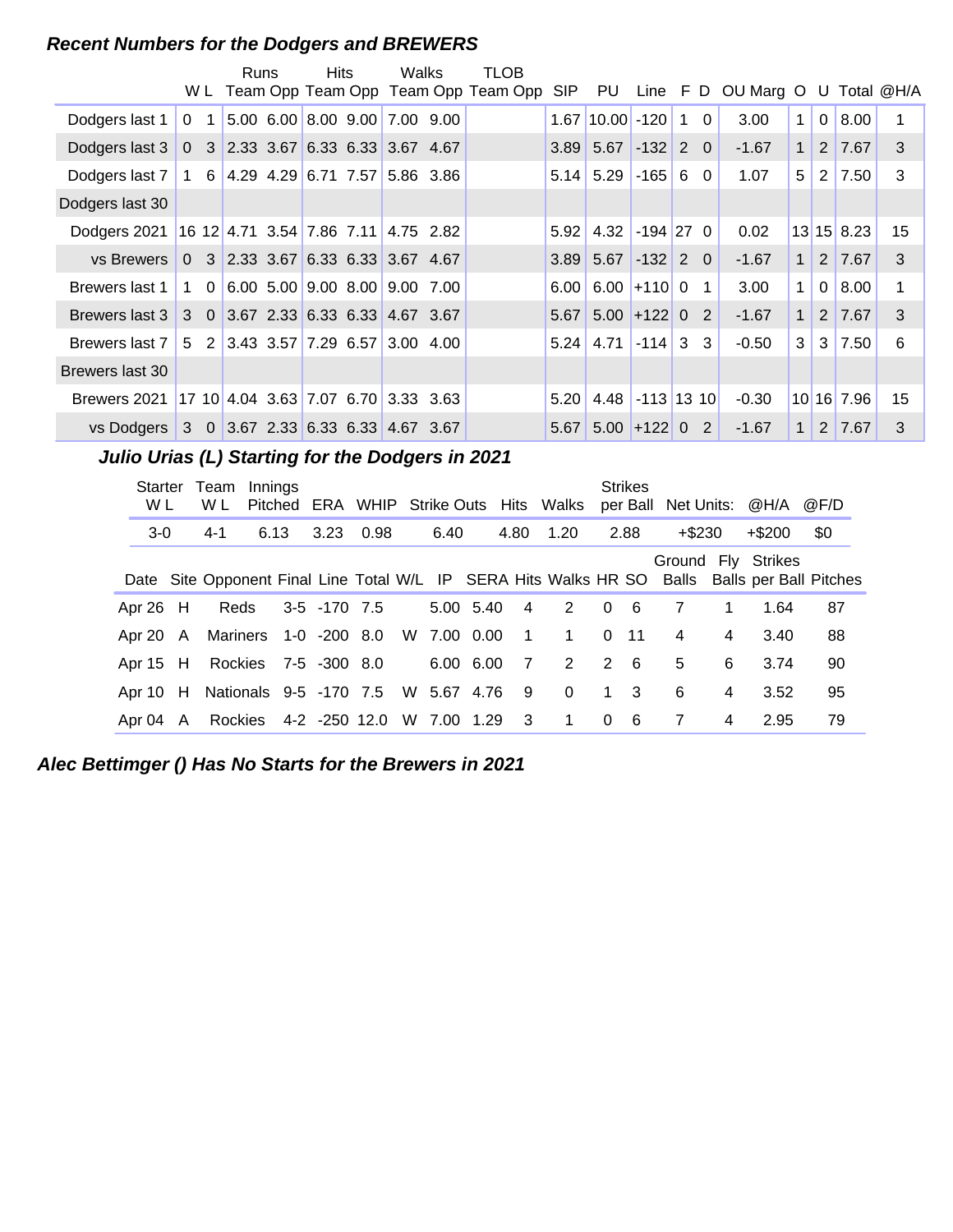### *Recent Numbers for the Dodgers and BREWERS*

| | W | L | Runs Team | Runs Opp | Hits Team | Hits Opp | Walks Team | Walks Opp | TLOB Team | TLOB Opp | SIP | PU | Line | F | D | OU Marg | O | U | Total | @H/A |
|---|---|---|---|---|---|---|---|---|---|---|---|---|---|---|---|---|---|---|---|---|
| Dodgers last 1 | 0 | 1 | 5.00 | 6.00 | 8.00 | 9.00 | 7.00 | 9.00 | | | 1.67 | 10.00 | -120 | 1 | 0 | 3.00 | 1 | 0 | 8.00 | 1 |
| Dodgers last 3 | 0 | 3 | 2.33 | 3.67 | 6.33 | 6.33 | 3.67 | 4.67 | | | 3.89 | 5.67 | -132 | 2 | 0 | -1.67 | 1 | 2 | 7.67 | 3 |
| Dodgers last 7 | 1 | 6 | 4.29 | 4.29 | 6.71 | 7.57 | 5.86 | 3.86 | | | 5.14 | 5.29 | -165 | 6 | 0 | 1.07 | 5 | 2 | 7.50 | 3 |
| Dodgers last 30 | | | | | | | | | | | | | | | | | | | | |
| Dodgers 2021 | 16 | 12 | 4.71 | 3.54 | 7.86 | 7.11 | 4.75 | 2.82 | | | 5.92 | 4.32 | -194 | 27 | 0 | 0.02 | 13 | 15 | 8.23 | 15 |
| vs Brewers | 0 | 3 | 2.33 | 3.67 | 6.33 | 6.33 | 3.67 | 4.67 | | | 3.89 | 5.67 | -132 | 2 | 0 | -1.67 | 1 | 2 | 7.67 | 3 |
| Brewers last 1 | 1 | 0 | 6.00 | 5.00 | 9.00 | 8.00 | 9.00 | 7.00 | | | 6.00 | 6.00 | +110 | 0 | 1 | 3.00 | 1 | 0 | 8.00 | 1 |
| Brewers last 3 | 3 | 0 | 3.67 | 2.33 | 6.33 | 6.33 | 4.67 | 3.67 | | | 5.67 | 5.00 | +122 | 0 | 2 | -1.67 | 1 | 2 | 7.67 | 3 |
| Brewers last 7 | 5 | 2 | 3.43 | 3.57 | 7.29 | 6.57 | 3.00 | 4.00 | | | 5.24 | 4.71 | -114 | 3 | 3 | -0.50 | 3 | 3 | 7.50 | 6 |
| Brewers last 30 | | | | | | | | | | | | | | | | | | | | |
| Brewers 2021 | 17 | 10 | 4.04 | 3.63 | 7.07 | 6.70 | 3.33 | 3.63 | | | 5.20 | 4.48 | -113 | 13 | 10 | -0.30 | 10 | 16 | 7.96 | 15 |
| vs Dodgers | 3 | 0 | 3.67 | 2.33 | 6.33 | 6.33 | 4.67 | 3.67 | | | 5.67 | 5.00 | +122 | 0 | 2 | -1.67 | 1 | 2 | 7.67 | 3 |

### *Julio Urias (L) Starting for the Dodgers in 2021*

| Starter W L | Team W L | Innings Pitched | ERA | WHIP | Strike Outs | Hits | Walks | Strikes per Ball | Net Units: | @H/A | @F/D |
|---|---|---|---|---|---|---|---|---|---|---|---|
| 3-0 | 4-1 | 6.13 | 3.23 | 0.98 | 6.40 | 4.80 | 1.20 | 2.88 | +$230 | +$200 | $0 |

| Date | Site | Opponent | Final | Line | Total | W/L | IP | SERA | Hits | Walks | HR | SO | Ground Balls | Fly Balls | Strikes per Ball | Pitches |
|---|---|---|---|---|---|---|---|---|---|---|---|---|---|---|---|---|
| Apr 26 | H | Reds | 3-5 | -170 | 7.5 | | 5.00 | 5.40 | 4 | 2 | 0 | 6 | 7 | 1 | 1.64 | 87 |
| Apr 20 | A | Mariners | 1-0 | -200 | 8.0 | W | 7.00 | 0.00 | 1 | 1 | 0 | 11 | 4 | 4 | 3.40 | 88 |
| Apr 15 | H | Rockies | 7-5 | -300 | 8.0 | | 6.00 | 6.00 | 7 | 2 | 2 | 6 | 5 | 6 | 3.74 | 90 |
| Apr 10 | H | Nationals | 9-5 | -170 | 7.5 | W | 5.67 | 4.76 | 9 | 0 | 1 | 3 | 6 | 4 | 3.52 | 95 |
| Apr 04 | A | Rockies | 4-2 | -250 | 12.0 | W | 7.00 | 1.29 | 3 | 1 | 0 | 6 | 7 | 4 | 2.95 | 79 |

### *Alec Bettimger () Has No Starts for the Brewers in 2021*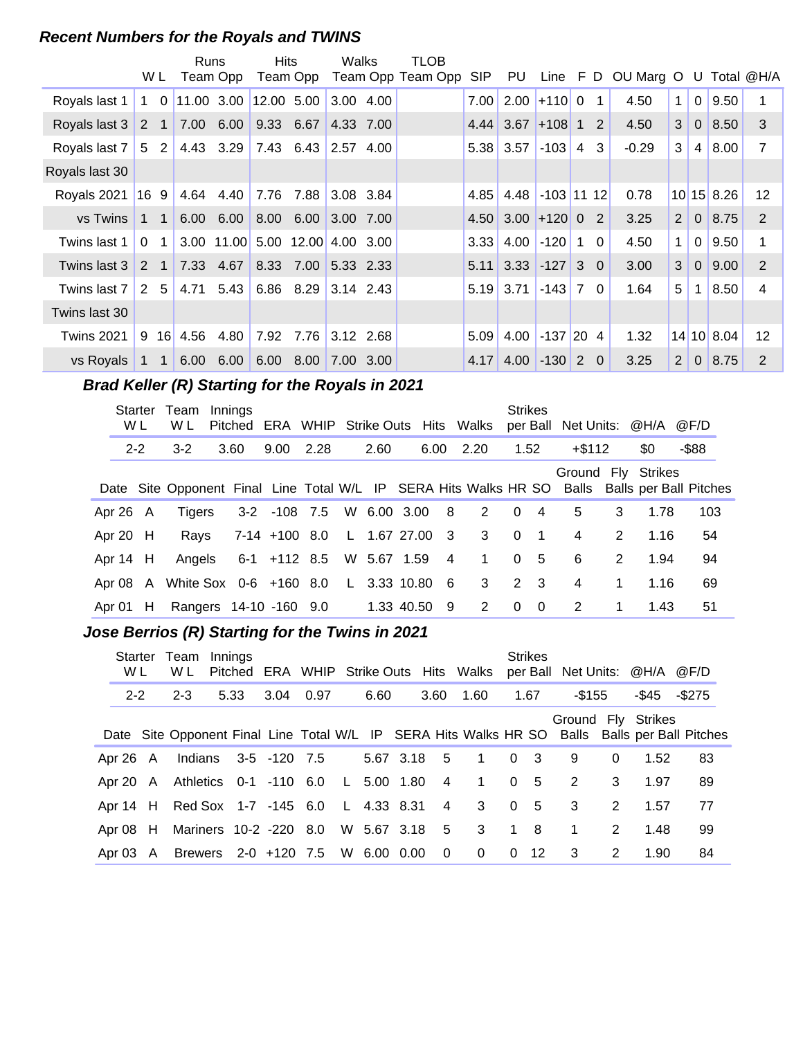### Recent Numbers for the Royals and TWINS

| | W | L | Runs Team | Runs Opp | Hits Team | Hits Opp | Walks Team | Walks Opp | TLOB Team | TLOB Opp | SIP | PU | Line | F | D | OU Marg | O | U | Total | @H/A |
|---|---|---|---|---|---|---|---|---|---|---|---|---|---|---|---|---|---|---|---|---|
| Royals last 1 | 1 | 0 | 11.00 | 3.00 | 12.00 | 5.00 | 3.00 | 4.00 | | | 7.00 | 2.00 | +110 | 0 | 1 | 4.50 | 1 | 0 | 9.50 | 1 |
| Royals last 3 | 2 | 1 | 7.00 | 6.00 | 9.33 | 6.67 | 4.33 | 7.00 | | | 4.44 | 3.67 | +108 | 1 | 2 | 4.50 | 3 | 0 | 8.50 | 3 |
| Royals last 7 | 5 | 2 | 4.43 | 3.29 | 7.43 | 6.43 | 2.57 | 4.00 | | | 5.38 | 3.57 | -103 | 4 | 3 | -0.29 | 3 | 4 | 8.00 | 7 |
| Royals last 30 | | | | | | | | | | | | | | | | | | | | |
| Royals 2021 | 16 | 9 | 4.64 | 4.40 | 7.76 | 7.88 | 3.08 | 3.84 | | | 4.85 | 4.48 | -103 | 11 | 12 | 0.78 | 10 | 15 | 8.26 | 12 |
| vs Twins | 1 | 1 | 6.00 | 6.00 | 8.00 | 6.00 | 3.00 | 7.00 | | | 4.50 | 3.00 | +120 | 0 | 2 | 3.25 | 2 | 0 | 8.75 | 2 |
| Twins last 1 | 0 | 1 | 3.00 | 11.00 | 5.00 | 12.00 | 4.00 | 3.00 | | | 3.33 | 4.00 | -120 | 1 | 0 | 4.50 | 1 | 0 | 9.50 | 1 |
| Twins last 3 | 2 | 1 | 7.33 | 4.67 | 8.33 | 7.00 | 5.33 | 2.33 | | | 5.11 | 3.33 | -127 | 3 | 0 | 3.00 | 3 | 0 | 9.00 | 2 |
| Twins last 7 | 2 | 5 | 4.71 | 5.43 | 6.86 | 8.29 | 3.14 | 2.43 | | | 5.19 | 3.71 | -143 | 7 | 0 | 1.64 | 5 | 1 | 8.50 | 4 |
| Twins last 30 | | | | | | | | | | | | | | | | | | | | |
| Twins 2021 | 9 | 16 | 4.56 | 4.80 | 7.92 | 7.76 | 3.12 | 2.68 | | | 5.09 | 4.00 | -137 | 20 | 4 | 1.32 | 14 | 10 | 8.04 | 12 |
| vs Royals | 1 | 1 | 6.00 | 6.00 | 6.00 | 8.00 | 7.00 | 3.00 | | | 4.17 | 4.00 | -130 | 2 | 0 | 3.25 | 2 | 0 | 8.75 | 2 |

### Brad Keller (R) Starting for the Royals in 2021

| Starter W L | Team W L | Innings Pitched | ERA | WHIP | Strike Outs | Hits | Walks | Strikes per Ball | Net Units: | @H/A | @F/D |
|---|---|---|---|---|---|---|---|---|---|---|---|
| 2-2 | 3-2 | 3.60 | 9.00 | 2.28 | 2.60 | 6.00 | 2.20 | 1.52 | +$112 | $0 | -$88 |

| Date | Site | Opponent | Final | Line | Total | W/L | IP | SERA | Hits | Walks | HR | SO | Ground Balls | Fly Balls | Strikes per Ball | Pitches |
|---|---|---|---|---|---|---|---|---|---|---|---|---|---|---|---|---|
| Apr 26 | A | Tigers | 3-2 | -108 | 7.5 | W | 6.00 | 3.00 | 8 | 2 | 0 | 4 | 5 | 3 | 1.78 | 103 |
| Apr 20 | H | Rays | 7-14 | +100 | 8.0 | L | 1.67 | 27.00 | 3 | 3 | 0 | 1 | 4 | 2 | 1.16 | 54 |
| Apr 14 | H | Angels | 6-1 | +112 | 8.5 | W | 5.67 | 1.59 | 4 | 1 | 0 | 5 | 6 | 2 | 1.94 | 94 |
| Apr 08 | A | White Sox | 0-6 | +160 | 8.0 | L | 3.33 | 10.80 | 6 | 3 | 2 | 3 | 4 | 1 | 1.16 | 69 |
| Apr 01 | H | Rangers | 14-10 | -160 | 9.0 | | 1.33 | 40.50 | 9 | 2 | 0 | 0 | 2 | 1 | 1.43 | 51 |

### Jose Berrios (R) Starting for the Twins in 2021

| Starter W L | Team W L | Innings Pitched | ERA | WHIP | Strike Outs | Hits | Walks | Strikes per Ball | Net Units: | @H/A | @F/D |
|---|---|---|---|---|---|---|---|---|---|---|---|
| 2-2 | 2-3 | 5.33 | 3.04 | 0.97 | 6.60 | 3.60 | 1.60 | 1.67 | -$155 | -$45 | -$275 |

| Date | Site | Opponent | Final | Line | Total | W/L | IP | SERA | Hits | Walks | HR | SO | Ground Balls | Fly Balls | Strikes per Ball | Pitches |
|---|---|---|---|---|---|---|---|---|---|---|---|---|---|---|---|---|
| Apr 26 | A | Indians | 3-5 | -120 | 7.5 | | 5.67 | 3.18 | 5 | 1 | 0 | 3 | 9 | 0 | 1.52 | 83 |
| Apr 20 | A | Athletics | 0-1 | -110 | 6.0 | L | 5.00 | 1.80 | 4 | 1 | 0 | 5 | 2 | 3 | 1.97 | 89 |
| Apr 14 | H | Red Sox | 1-7 | -145 | 6.0 | L | 4.33 | 8.31 | 4 | 3 | 0 | 5 | 3 | 2 | 1.57 | 77 |
| Apr 08 | H | Mariners | 10-2 | -220 | 8.0 | W | 5.67 | 3.18 | 5 | 3 | 1 | 8 | 1 | 2 | 1.48 | 99 |
| Apr 03 | A | Brewers | 2-0 | +120 | 7.5 | W | 6.00 | 0.00 | 0 | 0 | 0 | 12 | 3 | 2 | 1.90 | 84 |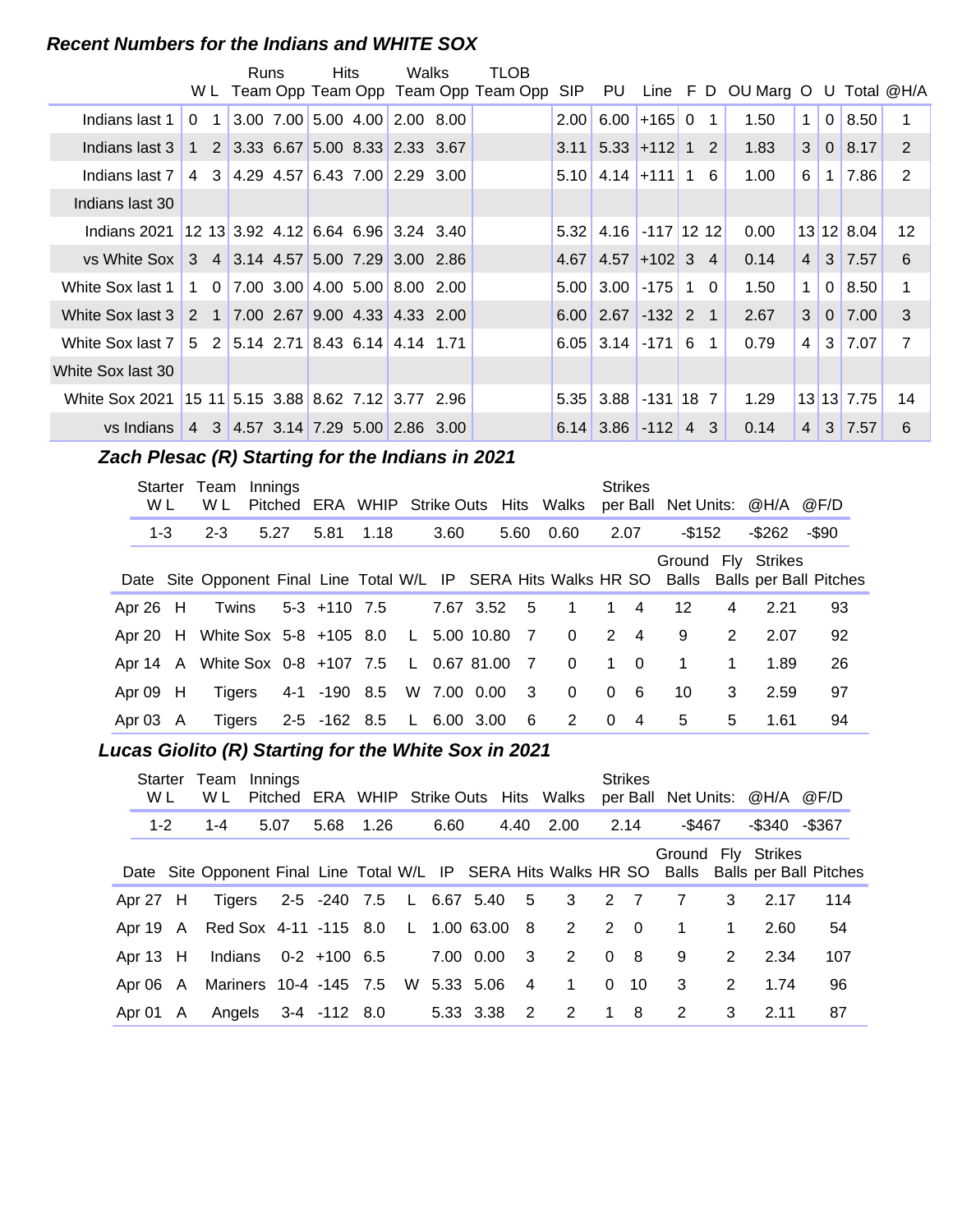### *Recent Numbers for the Indians and WHITE SOX*

| | W | L | Runs Team | Runs Opp | Hits Team | Hits Opp | Walks Team | Walks Opp | TLOB Team | TLOB Opp | SIP | PU | Line | F | D | OU Marg | O | U | Total | @H/A |
|---|---|---|---|---|---|---|---|---|---|---|---|---|---|---|---|---|---|---|---|---|
| Indians last 1 | 0 | 1 | 3.00 | 7.00 | 5.00 | 4.00 | 2.00 | 8.00 | | | 2.00 | 6.00 | +165 | 0 | 1 | 1.50 | 1 | 0 | 8.50 | 1 |
| Indians last 3 | 1 | 2 | 3.33 | 6.67 | 5.00 | 8.33 | 2.33 | 3.67 | | | 3.11 | 5.33 | +112 | 1 | 2 | 1.83 | 3 | 0 | 8.17 | 2 |
| Indians last 7 | 4 | 3 | 4.29 | 4.57 | 6.43 | 7.00 | 2.29 | 3.00 | | | 5.10 | 4.14 | +111 | 1 | 6 | 1.00 | 6 | 1 | 7.86 | 2 |
| Indians last 30 | | | | | | | | | | | | | | | | | | | | |
| Indians 2021 | 12 | 13 | 3.92 | 4.12 | 6.64 | 6.96 | 3.24 | 3.40 | | | 5.32 | 4.16 | -117 | 12 | 12 | 0.00 | 13 | 12 | 8.04 | 12 |
| vs White Sox | 3 | 4 | 3.14 | 4.57 | 5.00 | 7.29 | 3.00 | 2.86 | | | 4.67 | 4.57 | +102 | 3 | 4 | 0.14 | 4 | 3 | 7.57 | 6 |
| White Sox last 1 | 1 | 0 | 7.00 | 3.00 | 4.00 | 5.00 | 8.00 | 2.00 | | | 5.00 | 3.00 | -175 | 1 | 0 | 1.50 | 1 | 0 | 8.50 | 1 |
| White Sox last 3 | 2 | 1 | 7.00 | 2.67 | 9.00 | 4.33 | 4.33 | 2.00 | | | 6.00 | 2.67 | -132 | 2 | 1 | 2.67 | 3 | 0 | 7.00 | 3 |
| White Sox last 7 | 5 | 2 | 5.14 | 2.71 | 8.43 | 6.14 | 4.14 | 1.71 | | | 6.05 | 3.14 | -171 | 6 | 1 | 0.79 | 4 | 3 | 7.07 | 7 |
| White Sox last 30 | | | | | | | | | | | | | | | | | | | | |
| White Sox 2021 | 15 | 11 | 5.15 | 3.88 | 8.62 | 7.12 | 3.77 | 2.96 | | | 5.35 | 3.88 | -131 | 18 | 7 | 1.29 | 13 | 13 | 7.75 | 14 |
| vs Indians | 4 | 3 | 4.57 | 3.14 | 7.29 | 5.00 | 2.86 | 3.00 | | | 6.14 | 3.86 | -112 | 4 | 3 | 0.14 | 4 | 3 | 7.57 | 6 |

### *Zach Plesac (R) Starting for the Indians in 2021*

| Starter W L | Team W L | Innings Pitched | ERA | WHIP | Strike Outs | Hits | Walks | Strikes per Ball | Net Units: | @H/A | @F/D |
|---|---|---|---|---|---|---|---|---|---|---|---|
| 1-3 | 2-3 | 5.27 | 5.81 | 1.18 | 3.60 | 5.60 | 0.60 | 2.07 | -$152 | -$262 | -$90 |

| Date | Site | Opponent | Final | Line | Total | W/L | IP | SERA | Hits | Walks | HR | SO | Ground Balls | Fly Balls | Strikes per Ball | Pitches |
|---|---|---|---|---|---|---|---|---|---|---|---|---|---|---|---|---|
| Apr 26 | H | Twins | 5-3 | +110 | 7.5 | | 7.67 | 3.52 | 5 | 1 | 1 | 4 | 12 | 4 | 2.21 | 93 |
| Apr 20 | H | White Sox | 5-8 | +105 | 8.0 | L | 5.00 | 10.80 | 7 | 0 | 2 | 4 | 9 | 2 | 2.07 | 92 |
| Apr 14 | A | White Sox | 0-8 | +107 | 7.5 | L | 0.67 | 81.00 | 7 | 0 | 1 | 0 | 1 | 1 | 1.89 | 26 |
| Apr 09 | H | Tigers | 4-1 | -190 | 8.5 | W | 7.00 | 0.00 | 3 | 0 | 0 | 6 | 10 | 3 | 2.59 | 97 |
| Apr 03 | A | Tigers | 2-5 | -162 | 8.5 | L | 6.00 | 3.00 | 6 | 2 | 0 | 4 | 5 | 5 | 1.61 | 94 |

### *Lucas Giolito (R) Starting for the White Sox in 2021*

| Starter W L | Team W L | Innings Pitched | ERA | WHIP | Strike Outs | Hits | Walks | Strikes per Ball | Net Units: | @H/A | @F/D |
|---|---|---|---|---|---|---|---|---|---|---|---|
| 1-2 | 1-4 | 5.07 | 5.68 | 1.26 | 6.60 | 4.40 | 2.00 | 2.14 | -$467 | -$340 | -$367 |

| Date | Site | Opponent | Final | Line | Total | W/L | IP | SERA | Hits | Walks | HR | SO | Ground Balls | Fly Balls | Strikes per Ball | Pitches |
|---|---|---|---|---|---|---|---|---|---|---|---|---|---|---|---|---|
| Apr 27 | H | Tigers | 2-5 | -240 | 7.5 | L | 6.67 | 5.40 | 5 | 3 | 2 | 7 | 7 | 3 | 2.17 | 114 |
| Apr 19 | A | Red Sox | 4-11 | -115 | 8.0 | L | 1.00 | 63.00 | 8 | 2 | 2 | 0 | 1 | 1 | 2.60 | 54 |
| Apr 13 | H | Indians | 0-2 | +100 | 6.5 | | 7.00 | 0.00 | 3 | 2 | 0 | 8 | 9 | 2 | 2.34 | 107 |
| Apr 06 | A | Mariners | 10-4 | -145 | 7.5 | W | 5.33 | 5.06 | 4 | 1 | 0 | 10 | 3 | 2 | 1.74 | 96 |
| Apr 01 | A | Angels | 3-4 | -112 | 8.0 | | 5.33 | 3.38 | 2 | 2 | 1 | 8 | 2 | 3 | 2.11 | 87 |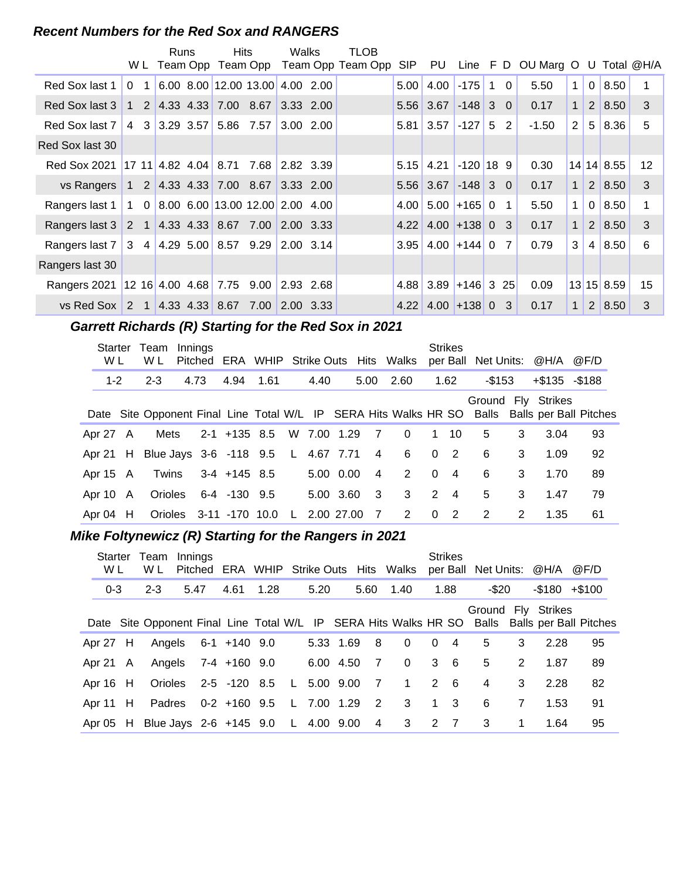## Recent Numbers for the Red Sox and RANGERS

| | W | L | Runs Team | Runs Opp | Hits Team | Hits Opp | Walks Team | Walks Opp | TLOB Team | TLOB Opp | SIP | PU | Line | F | D | OU Marg | O | U | Total | @H/A |
|---|---|---|---|---|---|---|---|---|---|---|---|---|---|---|---|---|---|---|---|---|
| Red Sox last 1 | 0 | 1 | 6.00 | 8.00 | 12.00 | 13.00 | 4.00 | 2.00 | | | 5.00 | 4.00 | -175 | 1 | 0 | 5.50 | 1 | 0 | 8.50 | 1 |
| Red Sox last 3 | 1 | 2 | 4.33 | 4.33 | 7.00 | 8.67 | 3.33 | 2.00 | | | 5.56 | 3.67 | -148 | 3 | 0 | 0.17 | 1 | 2 | 8.50 | 3 |
| Red Sox last 7 | 4 | 3 | 3.29 | 3.57 | 5.86 | 7.57 | 3.00 | 2.00 | | | 5.81 | 3.57 | -127 | 5 | 2 | -1.50 | 2 | 5 | 8.36 | 5 |
| Red Sox last 30 | | | | | | | | | | | | | | | | | | | | |
| Red Sox 2021 | 17 | 11 | 4.82 | 4.04 | 8.71 | 7.68 | 2.82 | 3.39 | | | 5.15 | 4.21 | -120 | 18 | 9 | 0.30 | 14 | 14 | 8.55 | 12 |
| vs Rangers | 1 | 2 | 4.33 | 4.33 | 7.00 | 8.67 | 3.33 | 2.00 | | | 5.56 | 3.67 | -148 | 3 | 0 | 0.17 | 1 | 2 | 8.50 | 3 |
| Rangers last 1 | 1 | 0 | 8.00 | 6.00 | 13.00 | 12.00 | 2.00 | 4.00 | | | 4.00 | 5.00 | +165 | 0 | 1 | 5.50 | 1 | 0 | 8.50 | 1 |
| Rangers last 3 | 2 | 1 | 4.33 | 4.33 | 8.67 | 7.00 | 2.00 | 3.33 | | | 4.22 | 4.00 | +138 | 0 | 3 | 0.17 | 1 | 2 | 8.50 | 3 |
| Rangers last 7 | 3 | 4 | 4.29 | 5.00 | 8.57 | 9.29 | 2.00 | 3.14 | | | 3.95 | 4.00 | +144 | 0 | 7 | 0.79 | 3 | 4 | 8.50 | 6 |
| Rangers last 30 | | | | | | | | | | | | | | | | | | | | |
| Rangers 2021 | 12 | 16 | 4.00 | 4.68 | 7.75 | 9.00 | 2.93 | 2.68 | | | 4.88 | 3.89 | +146 | 3 | 25 | 0.09 | 13 | 15 | 8.59 | 15 |
| vs Red Sox | 2 | 1 | 4.33 | 4.33 | 8.67 | 7.00 | 2.00 | 3.33 | | | 4.22 | 4.00 | +138 | 0 | 3 | 0.17 | 1 | 2 | 8.50 | 3 |

## Garrett Richards (R) Starting for the Red Sox in 2021

| Starter W L | Team W L | Innings Pitched | ERA | WHIP | Strike Outs | Hits | Walks | Strikes per Ball | Net Units: | @H/A | @F/D |
|---|---|---|---|---|---|---|---|---|---|---|---|
| 1-2 | 2-3 | 4.73 | 4.94 | 1.61 | 4.40 | 5.00 | 2.60 | 1.62 | -$153 | +$135 | -$188 |

| Date | Site | Opponent | Final | Line | Total | W/L | IP | SERA | Hits | Walks | HR | SO | Ground Balls | Fly Balls | Strikes per Ball | Pitches |
|---|---|---|---|---|---|---|---|---|---|---|---|---|---|---|---|---|
| Apr 27 | A | Mets | 2-1 | +135 | 8.5 | W | 7.00 | 1.29 | 7 | 0 | 1 | 10 | 5 | 3 | 3.04 | 93 |
| Apr 21 | H | Blue Jays | 3-6 | -118 | 9.5 | L | 4.67 | 7.71 | 4 | 6 | 0 | 2 | 6 | 3 | 1.09 | 92 |
| Apr 15 | A | Twins | 3-4 | +145 | 8.5 | | 5.00 | 0.00 | 4 | 2 | 0 | 4 | 6 | 3 | 1.70 | 89 |
| Apr 10 | A | Orioles | 6-4 | -130 | 9.5 | | 5.00 | 3.60 | 3 | 3 | 2 | 4 | 5 | 3 | 1.47 | 79 |
| Apr 04 | H | Orioles | 3-11 | -170 | 10.0 | L | 2.00 | 27.00 | 7 | 2 | 0 | 2 | 2 | 2 | 1.35 | 61 |

## Mike Foltynewicz (R) Starting for the Rangers in 2021

| Starter W L | Team W L | Innings Pitched | ERA | WHIP | Strike Outs | Hits | Walks | Strikes per Ball | Net Units: | @H/A | @F/D |
|---|---|---|---|---|---|---|---|---|---|---|---|
| 0-3 | 2-3 | 5.47 | 4.61 | 1.28 | 5.20 | 5.60 | 1.40 | 1.88 | -$20 | -$180 | +$100 |

| Date | Site | Opponent | Final | Line | Total | W/L | IP | SERA | Hits | Walks | HR | SO | Ground Balls | Fly Balls | Strikes per Ball | Pitches |
|---|---|---|---|---|---|---|---|---|---|---|---|---|---|---|---|---|
| Apr 27 | H | Angels | 6-1 | +140 | 9.0 | | 5.33 | 1.69 | 8 | 0 | 0 | 4 | 5 | 3 | 2.28 | 95 |
| Apr 21 | A | Angels | 7-4 | +160 | 9.0 | | 6.00 | 4.50 | 7 | 0 | 3 | 6 | 5 | 2 | 1.87 | 89 |
| Apr 16 | H | Orioles | 2-5 | -120 | 8.5 | L | 5.00 | 9.00 | 7 | 1 | 2 | 6 | 4 | 3 | 2.28 | 82 |
| Apr 11 | H | Padres | 0-2 | +160 | 9.5 | L | 7.00 | 1.29 | 2 | 3 | 1 | 3 | 6 | 7 | 1.53 | 91 |
| Apr 05 | H | Blue Jays | 2-6 | +145 | 9.0 | L | 4.00 | 9.00 | 4 | 3 | 2 | 7 | 3 | 1 | 1.64 | 95 |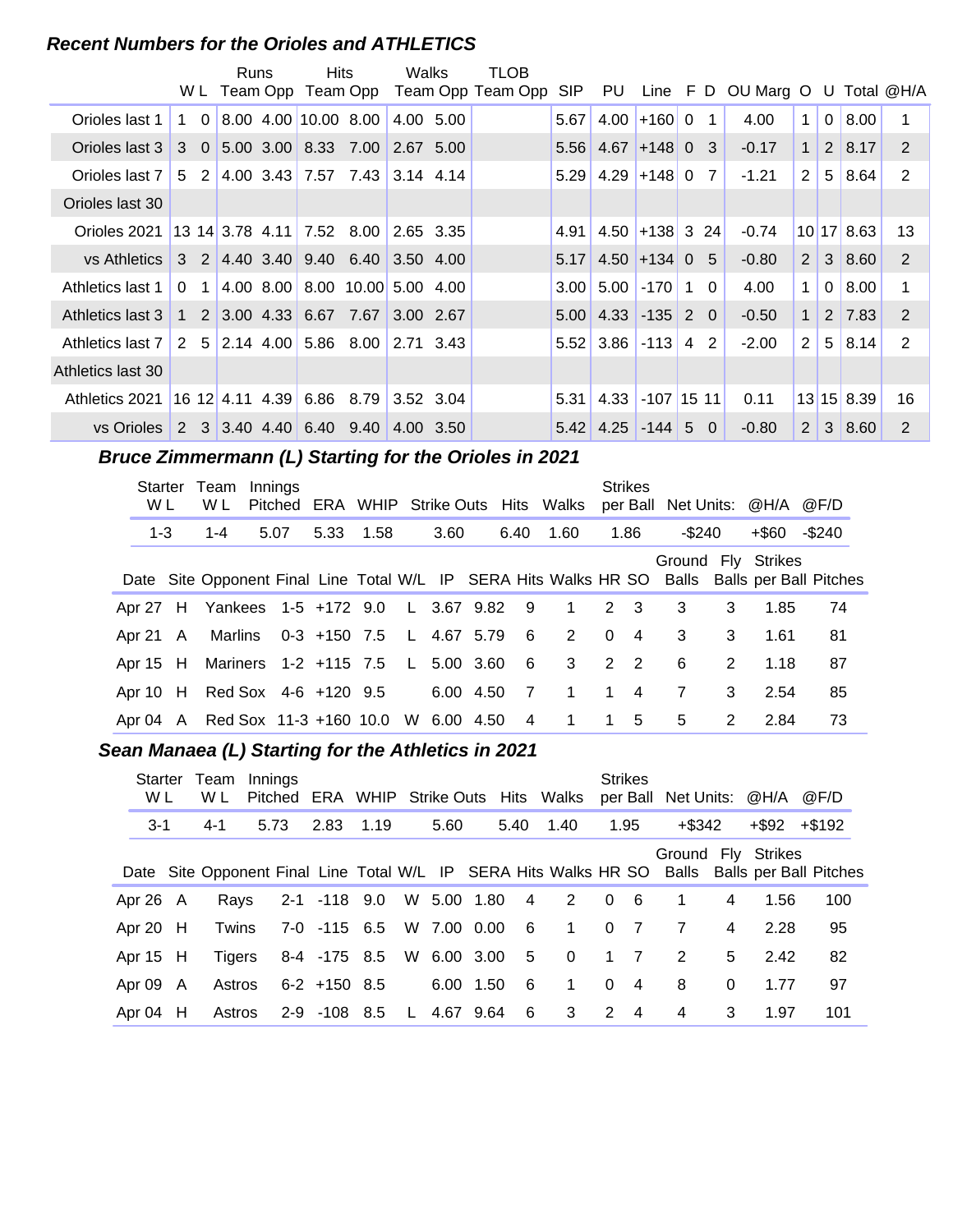### *Recent Numbers for the Orioles and ATHLETICS*

| | W | L | Runs Team | Runs Opp | Hits Team | Hits Opp | Walks Team | Walks Opp | TLOB Team | TLOB Opp | SIP | PU | Line | F | D | OU Marg | O | U | Total | @H/A |
|---|---|---|---|---|---|---|---|---|---|---|---|---|---|---|---|---|---|---|---|---|
| Orioles last 1 | 1 | 0 | 8.00 | 4.00 | 10.00 | 8.00 | 4.00 | 5.00 | | | 5.67 | 4.00 | +160 | 0 | 1 | 4.00 | 1 | 0 | 8.00 | 1 |
| Orioles last 3 | 3 | 0 | 5.00 | 3.00 | 8.33 | 7.00 | 2.67 | 5.00 | | | 5.56 | 4.67 | +148 | 0 | 3 | -0.17 | 1 | 2 | 8.17 | 2 |
| Orioles last 7 | 5 | 2 | 4.00 | 3.43 | 7.57 | 7.43 | 3.14 | 4.14 | | | 5.29 | 4.29 | +148 | 0 | 7 | -1.21 | 2 | 5 | 8.64 | 2 |
| Orioles last 30 | | | | | | | | | | | | | | | | | | | | |
| Orioles 2021 | 13 | 14 | 3.78 | 4.11 | 7.52 | 8.00 | 2.65 | 3.35 | | | 4.91 | 4.50 | +138 | 3 | 24 | -0.74 | 10 | 17 | 8.63 | 13 |
| vs Athletics | 3 | 2 | 4.40 | 3.40 | 9.40 | 6.40 | 3.50 | 4.00 | | | 5.17 | 4.50 | +134 | 0 | 5 | -0.80 | 2 | 3 | 8.60 | 2 |
| Athletics last 1 | 0 | 1 | 4.00 | 8.00 | 8.00 | 10.00 | 5.00 | 4.00 | | | 3.00 | 5.00 | -170 | 1 | 0 | 4.00 | 1 | 0 | 8.00 | 1 |
| Athletics last 3 | 1 | 2 | 3.00 | 4.33 | 6.67 | 7.67 | 3.00 | 2.67 | | | 5.00 | 4.33 | -135 | 2 | 0 | -0.50 | 1 | 2 | 7.83 | 2 |
| Athletics last 7 | 2 | 5 | 2.14 | 4.00 | 5.86 | 8.00 | 2.71 | 3.43 | | | 5.52 | 3.86 | -113 | 4 | 2 | -2.00 | 2 | 5 | 8.14 | 2 |
| Athletics last 30 | | | | | | | | | | | | | | | | | | | | |
| Athletics 2021 | 16 | 12 | 4.11 | 4.39 | 6.86 | 8.79 | 3.52 | 3.04 | | | 5.31 | 4.33 | -107 | 15 | 11 | 0.11 | 13 | 15 | 8.39 | 16 |
| vs Orioles | 2 | 3 | 3.40 | 4.40 | 6.40 | 9.40 | 4.00 | 3.50 | | | 5.42 | 4.25 | -144 | 5 | 0 | -0.80 | 2 | 3 | 8.60 | 2 |

### *Bruce Zimmermann (L) Starting for the Orioles in 2021*

| Starter W L | Team W L | Innings Pitched | ERA | WHIP | Strike Outs | Hits | Walks | Strikes per Ball | Net Units: | @H/A | @F/D |
|---|---|---|---|---|---|---|---|---|---|---|---|
| 1-3 | 1-4 | 5.07 | 5.33 | 1.58 | 3.60 | 6.40 | 1.60 | 1.86 | -$240 | +$60 | -$240 |

| Date | Site | Opponent | Final | Line | Total | W/L | IP | SERA | Hits | Walks | HR | SO | Ground Balls | Fly Balls | Strikes per Ball | Pitches |
|---|---|---|---|---|---|---|---|---|---|---|---|---|---|---|---|---|
| Apr 27 | H | Yankees | 1-5 | +172 | 9.0 | L | 3.67 | 9.82 | 9 | 1 | 2 | 3 | 3 | 3 | 1.85 | 74 |
| Apr 21 | A | Marlins | 0-3 | +150 | 7.5 | L | 4.67 | 5.79 | 6 | 2 | 0 | 4 | 3 | 3 | 1.61 | 81 |
| Apr 15 | H | Mariners | 1-2 | +115 | 7.5 | L | 5.00 | 3.60 | 6 | 3 | 2 | 2 | 6 | 2 | 1.18 | 87 |
| Apr 10 | H | Red Sox | 4-6 | +120 | 9.5 | | 6.00 | 4.50 | 7 | 1 | 1 | 4 | 7 | 3 | 2.54 | 85 |
| Apr 04 | A | Red Sox | 11-3 | +160 | 10.0 | W | 6.00 | 4.50 | 4 | 1 | 1 | 5 | 5 | 2 | 2.84 | 73 |

### *Sean Manaea (L) Starting for the Athletics in 2021*

| Starter W L | Team W L | Innings Pitched | ERA | WHIP | Strike Outs | Hits | Walks | Strikes per Ball | Net Units: | @H/A | @F/D |
|---|---|---|---|---|---|---|---|---|---|---|---|
| 3-1 | 4-1 | 5.73 | 2.83 | 1.19 | 5.60 | 5.40 | 1.40 | 1.95 | +$342 | +$92 | +$192 |

| Date | Site | Opponent | Final | Line | Total | W/L | IP | SERA | Hits | Walks | HR | SO | Ground Balls | Fly Balls | Strikes per Ball | Pitches |
|---|---|---|---|---|---|---|---|---|---|---|---|---|---|---|---|---|
| Apr 26 | A | Rays | 2-1 | -118 | 9.0 | W | 5.00 | 1.80 | 4 | 2 | 0 | 6 | 1 | 4 | 1.56 | 100 |
| Apr 20 | H | Twins | 7-0 | -115 | 6.5 | W | 7.00 | 0.00 | 6 | 1 | 0 | 7 | 7 | 4 | 2.28 | 95 |
| Apr 15 | H | Tigers | 8-4 | -175 | 8.5 | W | 6.00 | 3.00 | 5 | 0 | 1 | 7 | 2 | 5 | 2.42 | 82 |
| Apr 09 | A | Astros | 6-2 | +150 | 8.5 | | 6.00 | 1.50 | 6 | 1 | 0 | 4 | 8 | 0 | 1.77 | 97 |
| Apr 04 | H | Astros | 2-9 | -108 | 8.5 | L | 4.67 | 9.64 | 6 | 3 | 2 | 4 | 4 | 3 | 1.97 | 101 |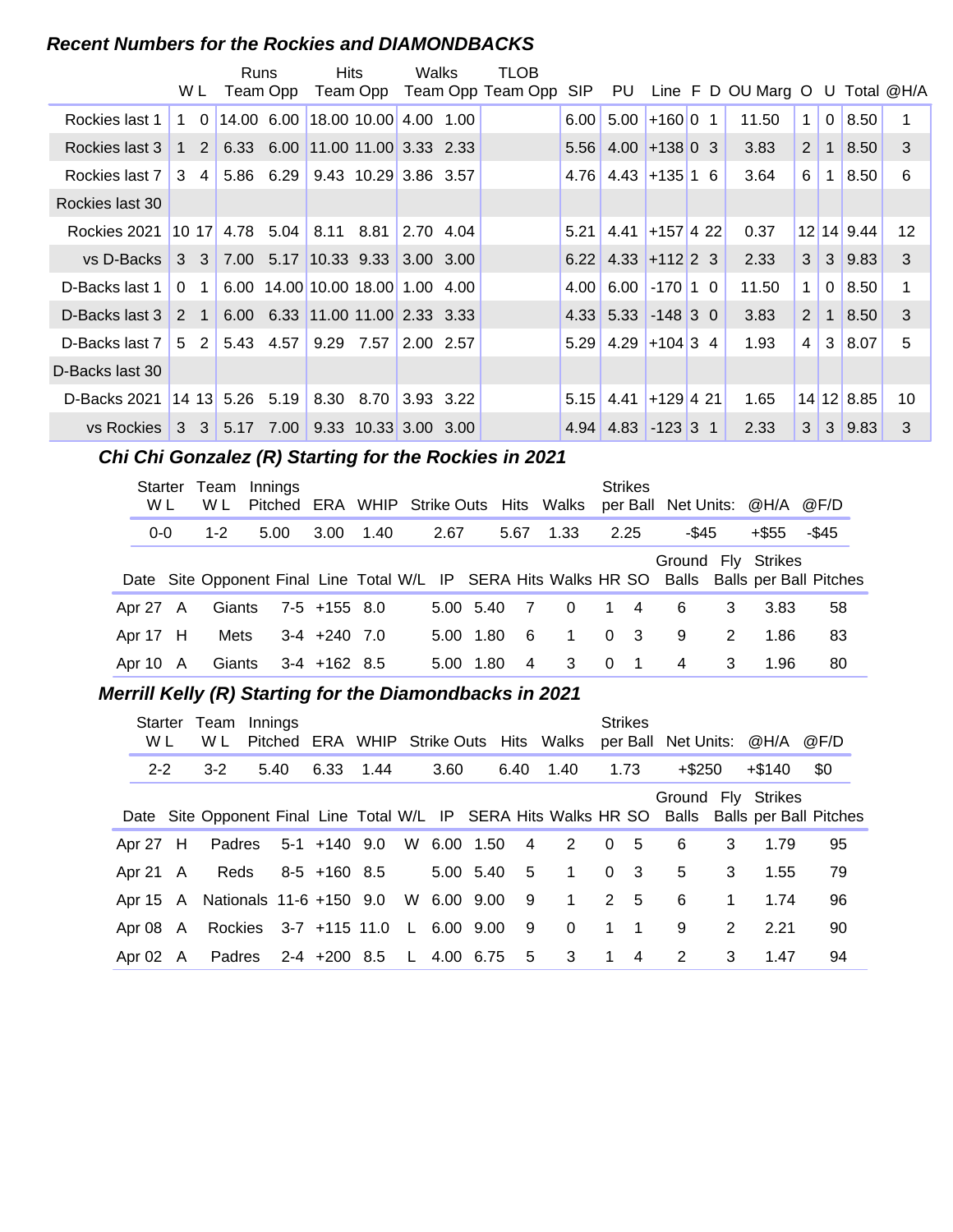### *Recent Numbers for the Rockies and DIAMONDBACKS*

| | W | L | Runs Team | Runs Opp | Hits Team | Hits Opp | Walks Team | Walks Opp | TLOB Team | TLOB Opp | SIP | PU | Line | F | D | OU Marg | O | U | Total | @H/A |
|---|---|---|---|---|---|---|---|---|---|---|---|---|---|---|---|---|---|---|---|---|
| Rockies last 1 | 1 | 0 | 14.00 | 6.00 | 18.00 | 10.00 | 4.00 | 1.00 | | | 6.00 | 5.00 | +160 | 0 | 1 | 11.50 | 1 | 0 | 8.50 | 1 |
| Rockies last 3 | 1 | 2 | 6.33 | 6.00 | 11.00 | 11.00 | 3.33 | 2.33 | | | 5.56 | 4.00 | +138 | 0 | 3 | 3.83 | 2 | 1 | 8.50 | 3 |
| Rockies last 7 | 3 | 4 | 5.86 | 6.29 | 9.43 | 10.29 | 3.86 | 3.57 | | | 4.76 | 4.43 | +135 | 1 | 6 | 3.64 | 6 | 1 | 8.50 | 6 |
| Rockies last 30 | | | | | | | | | | | | | | | | | | | | |
| Rockies 2021 | 10 | 17 | 4.78 | 5.04 | 8.11 | 8.81 | 2.70 | 4.04 | | | 5.21 | 4.41 | +157 | 4 | 22 | 0.37 | 12 | 14 | 9.44 | 12 |
| vs D-Backs | 3 | 3 | 7.00 | 5.17 | 10.33 | 9.33 | 3.00 | 3.00 | | | 6.22 | 4.33 | +112 | 2 | 3 | 2.33 | 3 | 3 | 9.83 | 3 |
| D-Backs last 1 | 0 | 1 | 6.00 | 14.00 | 10.00 | 18.00 | 1.00 | 4.00 | | | 4.00 | 6.00 | -170 | 1 | 0 | 11.50 | 1 | 0 | 8.50 | 1 |
| D-Backs last 3 | 2 | 1 | 6.00 | 6.33 | 11.00 | 11.00 | 2.33 | 3.33 | | | 4.33 | 5.33 | -148 | 3 | 0 | 3.83 | 2 | 1 | 8.50 | 3 |
| D-Backs last 7 | 5 | 2 | 5.43 | 4.57 | 9.29 | 7.57 | 2.00 | 2.57 | | | 5.29 | 4.29 | +104 | 3 | 4 | 1.93 | 4 | 3 | 8.07 | 5 |
| D-Backs last 30 | | | | | | | | | | | | | | | | | | | | |
| D-Backs 2021 | 14 | 13 | 5.26 | 5.19 | 8.30 | 8.70 | 3.93 | 3.22 | | | 5.15 | 4.41 | +129 | 4 | 21 | 1.65 | 14 | 12 | 8.85 | 10 |
| vs Rockies | 3 | 3 | 5.17 | 7.00 | 9.33 | 10.33 | 3.00 | 3.00 | | | 4.94 | 4.83 | -123 | 3 | 1 | 2.33 | 3 | 3 | 9.83 | 3 |

### *Chi Chi Gonzalez (R) Starting for the Rockies in 2021*

| Starter W L | Team W L | Innings Pitched | ERA | WHIP | Strike Outs | Hits | Walks | Strikes per Ball | Net Units: | @H/A | @F/D |
|---|---|---|---|---|---|---|---|---|---|---|---|
| 0-0 | 1-2 | 5.00 | 3.00 | 1.40 | 2.67 | 5.67 | 1.33 | 2.25 | -$45 | +$55 | -$45 |

| Date | Site | Opponent | Final | Line | Total | W/L | IP | SERA | Hits | Walks | HR | SO | Ground Balls | Fly Balls | Strikes per Ball | Pitches |
|---|---|---|---|---|---|---|---|---|---|---|---|---|---|---|---|---|
| Apr 27 | A | Giants | 7-5 | +155 | 8.0 | | 5.00 | 5.40 | 7 | 0 | 1 | 4 | 6 | 3 | 3.83 | 58 |
| Apr 17 | H | Mets | 3-4 | +240 | 7.0 | | 5.00 | 1.80 | 6 | 1 | 0 | 3 | 9 | 2 | 1.86 | 83 |
| Apr 10 | A | Giants | 3-4 | +162 | 8.5 | | 5.00 | 1.80 | 4 | 3 | 0 | 1 | 4 | 3 | 1.96 | 80 |

### *Merrill Kelly (R) Starting for the Diamondbacks in 2021*

| Starter W L | Team W L | Innings Pitched | ERA | WHIP | Strike Outs | Hits | Walks | Strikes per Ball | Net Units: | @H/A | @F/D |
|---|---|---|---|---|---|---|---|---|---|---|---|
| 2-2 | 3-2 | 5.40 | 6.33 | 1.44 | 3.60 | 6.40 | 1.40 | 1.73 | +$250 | +$140 | $0 |

| Date | Site | Opponent | Final | Line | Total | W/L | IP | SERA | Hits | Walks | HR | SO | Ground Balls | Fly Balls | Strikes per Ball | Pitches |
|---|---|---|---|---|---|---|---|---|---|---|---|---|---|---|---|---|
| Apr 27 | H | Padres | 5-1 | +140 | 9.0 | W | 6.00 | 1.50 | 4 | 2 | 0 | 5 | 6 | 3 | 1.79 | 95 |
| Apr 21 | A | Reds | 8-5 | +160 | 8.5 | | 5.00 | 5.40 | 5 | 1 | 0 | 3 | 5 | 3 | 1.55 | 79 |
| Apr 15 | A | Nationals | 11-6 | +150 | 9.0 | W | 6.00 | 9.00 | 9 | 1 | 2 | 5 | 6 | 1 | 1.74 | 96 |
| Apr 08 | A | Rockies | 3-7 | +115 | 11.0 | L | 6.00 | 9.00 | 9 | 0 | 1 | 1 | 9 | 2 | 2.21 | 90 |
| Apr 02 | A | Padres | 2-4 | +200 | 8.5 | L | 4.00 | 6.75 | 5 | 3 | 1 | 4 | 2 | 3 | 1.47 | 94 |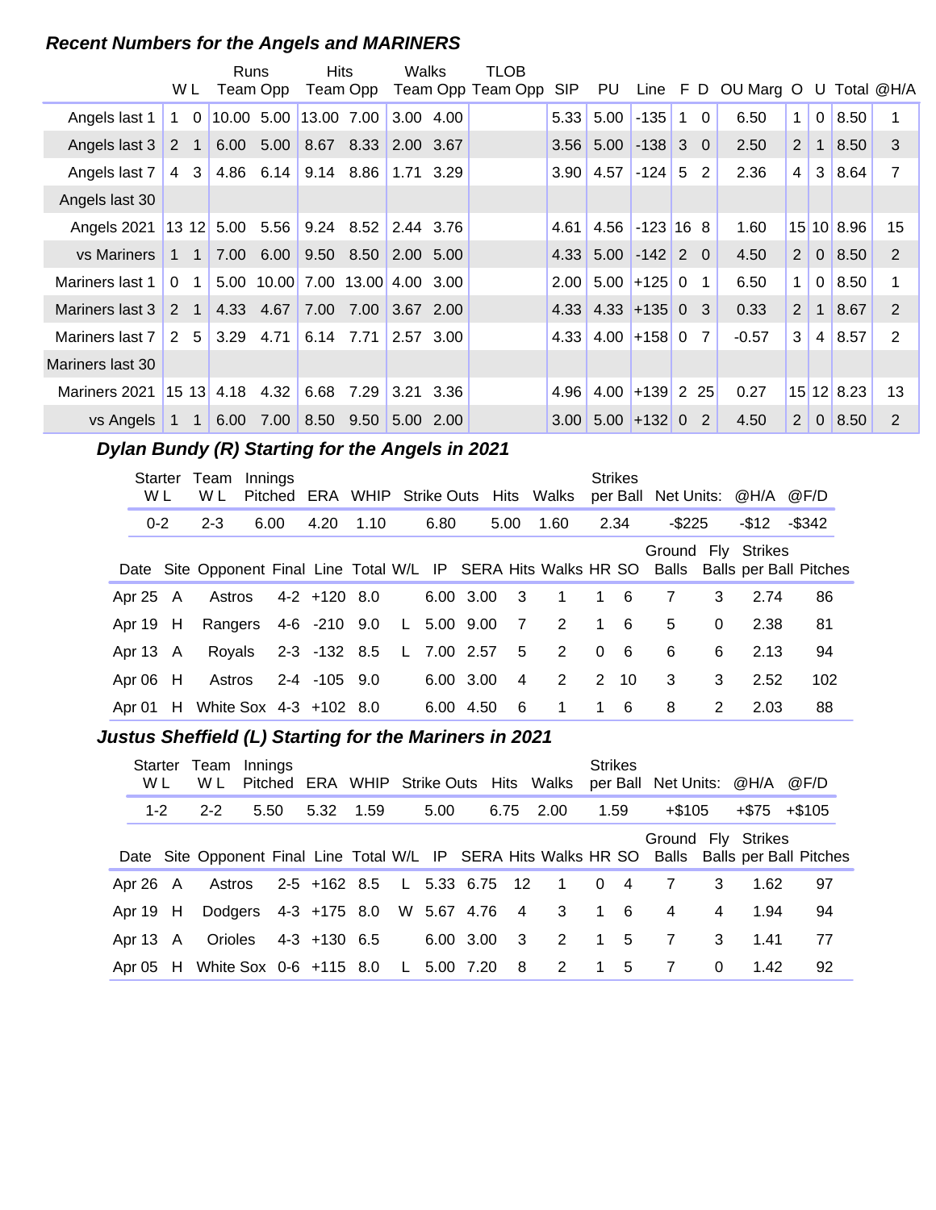### *Recent Numbers for the Angels and MARINERS*

| | W | L | Runs Team | Runs Opp | Hits Team | Hits Opp | Walks Team | Walks Opp | TLOB Team | TLOB Opp | SIP | PU | Line | F | D | OU Marg | O | U | Total | @H/A |
|---|---|---|---|---|---|---|---|---|---|---|---|---|---|---|---|---|---|---|---|---|
| Angels last 1 | 1 | 0 | 10.00 | 5.00 | 13.00 | 7.00 | 3.00 | 4.00 | | | 5.33 | 5.00 | -135 | 1 | 0 | 6.50 | 1 | 0 | 8.50 | 1 |
| Angels last 3 | 2 | 1 | 6.00 | 5.00 | 8.67 | 8.33 | 2.00 | 3.67 | | | 3.56 | 5.00 | -138 | 3 | 0 | 2.50 | 2 | 1 | 8.50 | 3 |
| Angels last 7 | 4 | 3 | 4.86 | 6.14 | 9.14 | 8.86 | 1.71 | 3.29 | | | 3.90 | 4.57 | -124 | 5 | 2 | 2.36 | 4 | 3 | 8.64 | 7 |
| Angels last 30 | | | | | | | | | | | | | | | | | | | | |
| Angels 2021 | 13 | 12 | 5.00 | 5.56 | 9.24 | 8.52 | 2.44 | 3.76 | | | 4.61 | 4.56 | -123 | 16 | 8 | 1.60 | 15 | 10 | 8.96 | 15 |
| vs Mariners | 1 | 1 | 7.00 | 6.00 | 9.50 | 8.50 | 2.00 | 5.00 | | | 4.33 | 5.00 | -142 | 2 | 0 | 4.50 | 2 | 0 | 8.50 | 2 |
| Mariners last 1 | 0 | 1 | 5.00 | 10.00 | 7.00 | 13.00 | 4.00 | 3.00 | | | 2.00 | 5.00 | +125 | 0 | 1 | 6.50 | 1 | 0 | 8.50 | 1 |
| Mariners last 3 | 2 | 1 | 4.33 | 4.67 | 7.00 | 7.00 | 3.67 | 2.00 | | | 4.33 | 4.33 | +135 | 0 | 3 | 0.33 | 2 | 1 | 8.67 | 2 |
| Mariners last 7 | 2 | 5 | 3.29 | 4.71 | 6.14 | 7.71 | 2.57 | 3.00 | | | 4.33 | 4.00 | +158 | 0 | 7 | -0.57 | 3 | 4 | 8.57 | 2 |
| Mariners last 30 | | | | | | | | | | | | | | | | | | | | |
| Mariners 2021 | 15 | 13 | 4.18 | 4.32 | 6.68 | 7.29 | 3.21 | 3.36 | | | 4.96 | 4.00 | +139 | 2 | 25 | 0.27 | 15 | 12 | 8.23 | 13 |
| vs Angels | 1 | 1 | 6.00 | 7.00 | 8.50 | 9.50 | 5.00 | 2.00 | | | 3.00 | 5.00 | +132 | 0 | 2 | 4.50 | 2 | 0 | 8.50 | 2 |

### *Dylan Bundy (R) Starting for the Angels in 2021*

| Starter W L | Team W L | Innings Pitched | ERA | WHIP | Strike Outs | Hits | Walks | Strikes per Ball | Net Units: | @H/A | @F/D |
|---|---|---|---|---|---|---|---|---|---|---|---|
| 0-2 | 2-3 | 6.00 | 4.20 | 1.10 | 6.80 | 5.00 | 1.60 | 2.34 | -$225 | -$12 | -$342 |

| Date | Site | Opponent | Final | Line | Total | W/L | IP | SERA | Hits | Walks | HR | SO | Ground Balls | Fly Balls | Strikes per Ball | Pitches |
|---|---|---|---|---|---|---|---|---|---|---|---|---|---|---|---|---|
| Apr 25 | A | Astros | 4-2 | +120 | 8.0 | | 6.00 | 3.00 | 3 | 1 | 1 | 6 | 7 | 3 | 2.74 | 86 |
| Apr 19 | H | Rangers | 4-6 | -210 | 9.0 | L | 5.00 | 9.00 | 7 | 2 | 1 | 6 | 5 | 0 | 2.38 | 81 |
| Apr 13 | A | Royals | 2-3 | -132 | 8.5 | L | 7.00 | 2.57 | 5 | 2 | 0 | 6 | 6 | 6 | 2.13 | 94 |
| Apr 06 | H | Astros | 2-4 | -105 | 9.0 | | 6.00 | 3.00 | 4 | 2 | 2 | 10 | 3 | 3 | 2.52 | 102 |
| Apr 01 | H | White Sox | 4-3 | +102 | 8.0 | | 6.00 | 4.50 | 6 | 1 | 1 | 6 | 8 | 2 | 2.03 | 88 |

### *Justus Sheffield (L) Starting for the Mariners in 2021*

| Starter W L | Team W L | Innings Pitched | ERA | WHIP | Strike Outs | Hits | Walks | Strikes per Ball | Net Units: | @H/A | @F/D |
|---|---|---|---|---|---|---|---|---|---|---|---|
| 1-2 | 2-2 | 5.50 | 5.32 | 1.59 | 5.00 | 6.75 | 2.00 | 1.59 | +$105 | +$75 | +$105 |

| Date | Site | Opponent | Final | Line | Total | W/L | IP | SERA | Hits | Walks | HR | SO | Ground Balls | Fly Balls | Strikes per Ball | Pitches |
|---|---|---|---|---|---|---|---|---|---|---|---|---|---|---|---|---|
| Apr 26 | A | Astros | 2-5 | +162 | 8.5 | L | 5.33 | 6.75 | 12 | 1 | 0 | 4 | 7 | 3 | 1.62 | 97 |
| Apr 19 | H | Dodgers | 4-3 | +175 | 8.0 | W | 5.67 | 4.76 | 4 | 3 | 1 | 6 | 4 | 4 | 1.94 | 94 |
| Apr 13 | A | Orioles | 4-3 | +130 | 6.5 | | 6.00 | 3.00 | 3 | 2 | 1 | 5 | 7 | 3 | 1.41 | 77 |
| Apr 05 | H | White Sox | 0-6 | +115 | 8.0 | L | 5.00 | 7.20 | 8 | 2 | 1 | 5 | 7 | 0 | 1.42 | 92 |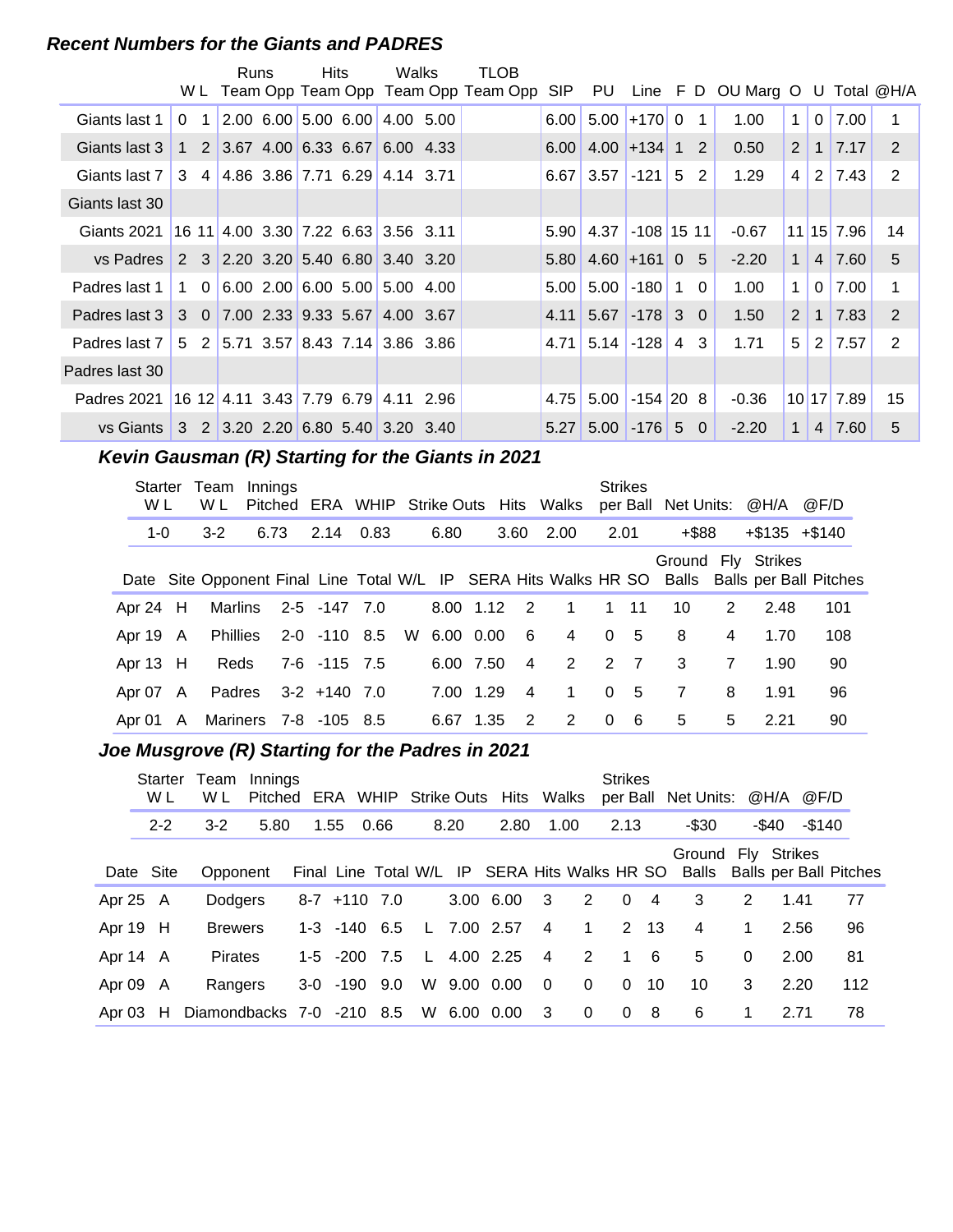### *Recent Numbers for the Giants and PADRES*

| | W | L | Runs Team | Runs Opp | Hits Team | Hits Opp | Walks Team | Walks Opp | TLOB Team | TLOB Opp | SIP | PU | Line | F | D | OU Marg | O | U | Total | @H/A |
|---|---|---|---|---|---|---|---|---|---|---|---|---|---|---|---|---|---|---|---|---|
| Giants last 1 | 0 | 1 | 2.00 | 6.00 | 5.00 | 6.00 | 4.00 | 5.00 | | | 6.00 | 5.00 | +170 | 0 | 1 | 1.00 | 1 | 0 | 7.00 | 1 |
| Giants last 3 | 1 | 2 | 3.67 | 4.00 | 6.33 | 6.67 | 6.00 | 4.33 | | | 6.00 | 4.00 | +134 | 1 | 2 | 0.50 | 2 | 1 | 7.17 | 2 |
| Giants last 7 | 3 | 4 | 4.86 | 3.86 | 7.71 | 6.29 | 4.14 | 3.71 | | | 6.67 | 3.57 | -121 | 5 | 2 | 1.29 | 4 | 2 | 7.43 | 2 |
| Giants last 30 | | | | | | | | | | | | | | | | | | | | |
| Giants 2021 | 16 | 11 | 4.00 | 3.30 | 7.22 | 6.63 | 3.56 | 3.11 | | | 5.90 | 4.37 | -108 | 15 | 11 | -0.67 | 11 | 15 | 7.96 | 14 |
| vs Padres | 2 | 3 | 2.20 | 3.20 | 5.40 | 6.80 | 3.40 | 3.20 | | | 5.80 | 4.60 | +161 | 0 | 5 | -2.20 | 1 | 4 | 7.60 | 5 |
| Padres last 1 | 1 | 0 | 6.00 | 2.00 | 6.00 | 5.00 | 5.00 | 4.00 | | | 5.00 | 5.00 | -180 | 1 | 0 | 1.00 | 1 | 0 | 7.00 | 1 |
| Padres last 3 | 3 | 0 | 7.00 | 2.33 | 9.33 | 5.67 | 4.00 | 3.67 | | | 4.11 | 5.67 | -178 | 3 | 0 | 1.50 | 2 | 1 | 7.83 | 2 |
| Padres last 7 | 5 | 2 | 5.71 | 3.57 | 8.43 | 7.14 | 3.86 | 3.86 | | | 4.71 | 5.14 | -128 | 4 | 3 | 1.71 | 5 | 2 | 7.57 | 2 |
| Padres last 30 | | | | | | | | | | | | | | | | | | | | |
| Padres 2021 | 16 | 12 | 4.11 | 3.43 | 7.79 | 6.79 | 4.11 | 2.96 | | | 4.75 | 5.00 | -154 | 20 | 8 | -0.36 | 10 | 17 | 7.89 | 15 |
| vs Giants | 3 | 2 | 3.20 | 2.20 | 6.80 | 5.40 | 3.20 | 3.40 | | | 5.27 | 5.00 | -176 | 5 | 0 | -2.20 | 1 | 4 | 7.60 | 5 |

### *Kevin Gausman (R) Starting for the Giants in 2021*

| Starter W L | Team W L | Innings Pitched | ERA | WHIP | Strike Outs | Hits | Walks | Strikes per Ball | Net Units: | @H/A | @F/D |
|---|---|---|---|---|---|---|---|---|---|---|---|
| 1-0 | 3-2 | 6.73 | 2.14 | 0.83 | 6.80 | 3.60 | 2.00 | 2.01 | +$88 | +$135 | +$140 |

| Date | Site | Opponent | Final | Line | Total | W/L | IP | SERA | Hits | Walks | HR | SO | Ground Balls | Fly Balls | Strikes per Ball | Pitches |
|---|---|---|---|---|---|---|---|---|---|---|---|---|---|---|---|---|
| Apr 24 | H | Marlins | 2-5 | -147 | 7.0 | | 8.00 | 1.12 | 2 | 1 | 1 | 11 | 10 | 2 | 2.48 | 101 |
| Apr 19 | A | Phillies | 2-0 | -110 | 8.5 | W | 6.00 | 0.00 | 6 | 4 | 0 | 5 | 8 | 4 | 1.70 | 108 |
| Apr 13 | H | Reds | 7-6 | -115 | 7.5 | | 6.00 | 7.50 | 4 | 2 | 2 | 7 | 3 | 7 | 1.90 | 90 |
| Apr 07 | A | Padres | 3-2 | +140 | 7.0 | | 7.00 | 1.29 | 4 | 1 | 0 | 5 | 7 | 8 | 1.91 | 96 |
| Apr 01 | A | Mariners | 7-8 | -105 | 8.5 | | 6.67 | 1.35 | 2 | 2 | 0 | 6 | 5 | 5 | 2.21 | 90 |

### *Joe Musgrove (R) Starting for the Padres in 2021*

| Starter W L | Team W L | Innings Pitched | ERA | WHIP | Strike Outs | Hits | Walks | Strikes per Ball | Net Units: | @H/A | @F/D |
|---|---|---|---|---|---|---|---|---|---|---|---|
| 2-2 | 3-2 | 5.80 | 1.55 | 0.66 | 8.20 | 2.80 | 1.00 | 2.13 | -$30 | -$40 | -$140 |

| Date | Site | Opponent | Final | Line | Total | W/L | IP | SERA | Hits | Walks | HR | SO | Ground Balls | Fly Balls | Strikes per Ball | Pitches |
|---|---|---|---|---|---|---|---|---|---|---|---|---|---|---|---|---|
| Apr 25 | A | Dodgers | 8-7 | +110 | 7.0 | | 3.00 | 6.00 | 3 | 2 | 0 | 4 | 3 | 2 | 1.41 | 77 |
| Apr 19 | H | Brewers | 1-3 | -140 | 6.5 | L | 7.00 | 2.57 | 4 | 1 | 2 | 13 | 4 | 1 | 2.56 | 96 |
| Apr 14 | A | Pirates | 1-5 | -200 | 7.5 | L | 4.00 | 2.25 | 4 | 2 | 1 | 6 | 5 | 0 | 2.00 | 81 |
| Apr 09 | A | Rangers | 3-0 | -190 | 9.0 | W | 9.00 | 0.00 | 0 | 0 | 0 | 10 | 10 | 3 | 2.20 | 112 |
| Apr 03 | H | Diamondbacks | 7-0 | -210 | 8.5 | W | 6.00 | 0.00 | 3 | 0 | 0 | 8 | 6 | 1 | 2.71 | 78 |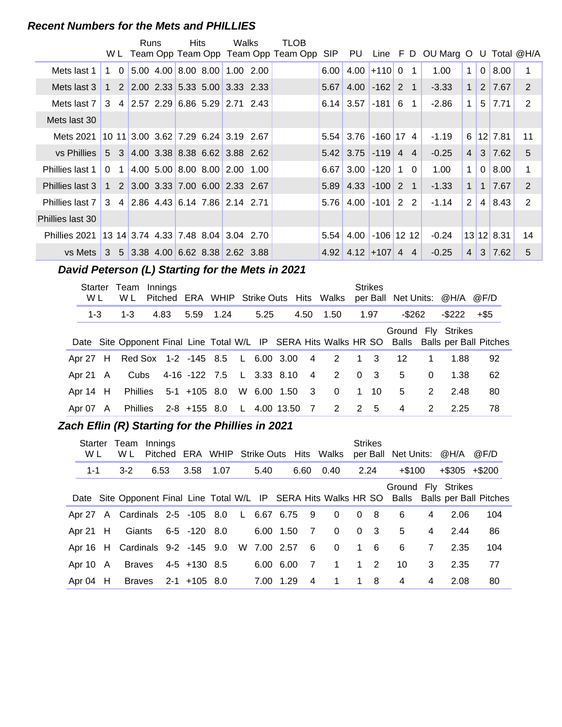### *Recent Numbers for the Mets and PHILLIES*

| | Runs | | | Hits | | Walks | | TLOB | | | | | | | | | | | |
|---|---|---|---|---|---|---|---|---|---|---|---|---|---|---|---|---|---|---|---|
| | W L | Team | Opp | Team | Opp | Team | Opp | Team | Opp | SIP | PU | Line | F | D | OU Marg | O | U | Total | @H/A |
| Mets last 1 | 1 0 | 5.00 | 4.00 | 8.00 | 8.00 | 1.00 | 2.00 | | | 6.00 | 4.00 | +110 | 0 | 1 | 1.00 | 1 | 0 | 8.00 | 1 |
| Mets last 3 | 1 2 | 2.00 | 2.33 | 5.33 | 5.00 | 3.33 | 2.33 | | | 5.67 | 4.00 | -162 | 2 | 1 | -3.33 | 1 | 2 | 7.67 | 2 |
| Mets last 7 | 3 4 | 2.57 | 2.29 | 6.86 | 5.29 | 2.71 | 2.43 | | | 6.14 | 3.57 | -181 | 6 | 1 | -2.86 | 1 | 5 | 7.71 | 2 |
| Mets last 30 | | | | | | | | | | | | | | | | | | | |
| Mets 2021 | 10 11 | 3.00 | 3.62 | 7.29 | 6.24 | 3.19 | 2.67 | | | 5.54 | 3.76 | -160 | 17 | 4 | -1.19 | 6 | 12 | 7.81 | 11 |
| vs Phillies | 5 3 | 4.00 | 3.38 | 8.38 | 6.62 | 3.88 | 2.62 | | | 5.42 | 3.75 | -119 | 4 | 4 | -0.25 | 4 | 3 | 7.62 | 5 |
| Phillies last 1 | 0 1 | 4.00 | 5.00 | 8.00 | 8.00 | 2.00 | 1.00 | | | 6.67 | 3.00 | -120 | 1 | 0 | 1.00 | 1 | 0 | 8.00 | 1 |
| Phillies last 3 | 1 2 | 3.00 | 3.33 | 7.00 | 6.00 | 2.33 | 2.67 | | | 5.89 | 4.33 | -100 | 2 | 1 | -1.33 | 1 | 1 | 7.67 | 2 |
| Phillies last 7 | 3 4 | 2.86 | 4.43 | 6.14 | 7.86 | 2.14 | 2.71 | | | 5.76 | 4.00 | -101 | 2 | 2 | -1.14 | 2 | 4 | 8.43 | 2 |
| Phillies last 30 | | | | | | | | | | | | | | | | | | | |
| Phillies 2021 | 13 14 | 3.74 | 4.33 | 7.48 | 8.04 | 3.04 | 2.70 | | | 5.54 | 4.00 | -106 | 12 | 12 | -0.24 | 13 | 12 | 8.31 | 14 |
| vs Mets | 3 5 | 3.38 | 4.00 | 6.62 | 8.38 | 2.62 | 3.88 | | | 4.92 | 4.12 | +107 | 4 | 4 | -0.25 | 4 | 3 | 7.62 | 5 |

### *David Peterson (L) Starting for the Mets in 2021*

| Starter W L | Team W L | Innings Pitched | ERA | WHIP | Strike Outs | Hits | Walks | Strikes per Ball | Net Units: | @H/A | @F/D |
|---|---|---|---|---|---|---|---|---|---|---|---|
| 1-3 | 1-3 | 4.83 | 5.59 | 1.24 | 5.25 | 4.50 | 1.50 | 1.97 | -$262 | -$222 | +$5 |

| Date | Site | Opponent | Final | Line | Total | W/L | IP | SERA | Hits | Walks | HR | SO | Ground Balls | Fly Balls | Strikes per Ball | Pitches |
|---|---|---|---|---|---|---|---|---|---|---|---|---|---|---|---|---|
| Apr 27 | H | Red Sox | 1-2 | -145 | 8.5 | L | 6.00 | 3.00 | 4 | 2 | 1 | 3 | 12 | 1 | 1.88 | 92 |
| Apr 21 | A | Cubs | 4-16 | -122 | 7.5 | L | 3.33 | 8.10 | 4 | 2 | 0 | 3 | 5 | 0 | 1.38 | 62 |
| Apr 14 | H | Phillies | 5-1 | +105 | 8.0 | W | 6.00 | 1.50 | 3 | 0 | 1 | 10 | 5 | 2 | 2.48 | 80 |
| Apr 07 | A | Phillies | 2-8 | +155 | 8.0 | L | 4.00 | 13.50 | 7 | 2 | 2 | 5 | 4 | 2 | 2.25 | 78 |

### *Zach Eflin (R) Starting for the Phillies in 2021*

| Starter W L | Team W L | Innings Pitched | ERA | WHIP | Strike Outs | Hits | Walks | Strikes per Ball | Net Units: | @H/A | @F/D |
|---|---|---|---|---|---|---|---|---|---|---|---|
| 1-1 | 3-2 | 6.53 | 3.58 | 1.07 | 5.40 | 6.60 | 0.40 | 2.24 | +$100 | +$305 | +$200 |

| Date | Site | Opponent | Final | Line | Total | W/L | IP | SERA | Hits | Walks | HR | SO | Ground Balls | Fly Balls | Strikes per Ball | Pitches |
|---|---|---|---|---|---|---|---|---|---|---|---|---|---|---|---|---|
| Apr 27 | A | Cardinals | 2-5 | -105 | 8.0 | L | 6.67 | 6.75 | 9 | 0 | 0 | 8 | 6 | 4 | 2.06 | 104 |
| Apr 21 | H | Giants | 6-5 | -120 | 8.0 | | 6.00 | 1.50 | 7 | 0 | 0 | 3 | 5 | 4 | 2.44 | 86 |
| Apr 16 | H | Cardinals | 9-2 | -145 | 9.0 | W | 7.00 | 2.57 | 6 | 0 | 1 | 6 | 6 | 7 | 2.35 | 104 |
| Apr 10 | A | Braves | 4-5 | +130 | 8.5 | | 6.00 | 6.00 | 7 | 1 | 1 | 2 | 10 | 3 | 2.35 | 77 |
| Apr 04 | H | Braves | 2-1 | +105 | 8.0 | | 7.00 | 1.29 | 4 | 1 | 1 | 8 | 4 | 4 | 2.08 | 80 |